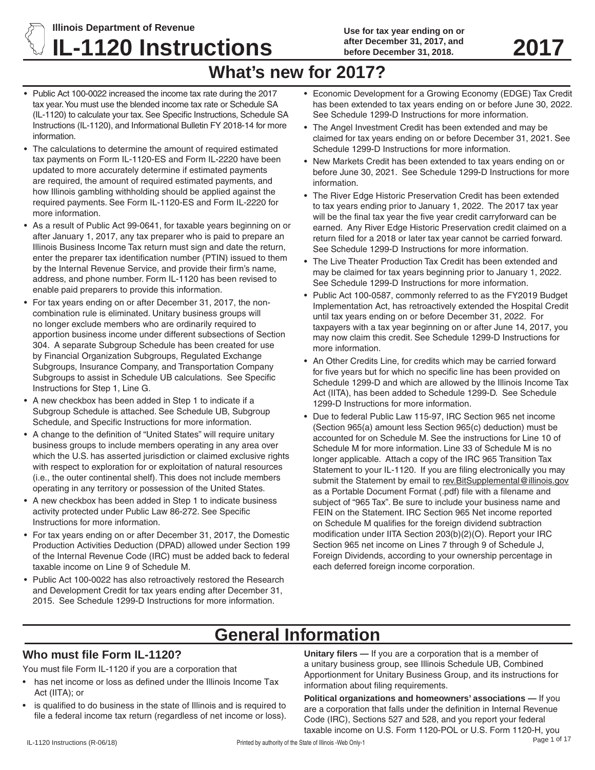Illinois Department of Revenue

# IL-1120 Instructions

**Use for tax year ending on or after December 31, 2017, and before December 31, 2018.**

**2017**

## What's new for 2017?

- Public Act 100-0022 increased the income tax rate during the 2017 tax year. You must use the blended income tax rate or Schedule SA (IL-1120) to calculate your tax. See Specific Instructions, Schedule SA Instructions (IL-1120), and Informational Bulletin FY 2018-14 for more information.
- The calculations to determine the amount of required estimated tax payments on Form IL-1120-ES and Form IL-2220 have been updated to more accurately determine if estimated payments are required, the amount of required estimated payments, and how Illinois gambling withholding should be applied against the required payments. See Form IL-1120-ES and Form IL-2220 for more information.
- As a result of Public Act 99-0641, for taxable years beginning on or after January 1, 2017, any tax preparer who is paid to prepare an Illinois Business Income Tax return must sign and date the return, enter the preparer tax identification number (PTIN) issued to them by the Internal Revenue Service, and provide their firm's name, address, and phone number. Form IL-1120 has been revised to enable paid preparers to provide this information.
- For tax years ending on or after December 31, 2017, the non-combination rule is eliminated. Unitary business groups will no longer exclude members who are ordinarily required to apportion business income under different subsections of Section 304. A separate Subgroup Schedule has been created for use by Financial Organization Subgroups, Regulated Exchange Subgroups, Insurance Company, and Transportation Company Subgroups to assist in Schedule UB calculations. See Specific Instructions for Step 1, Line G.
- A new checkbox has been added in Step 1 to indicate if a Subgroup Schedule is attached. See Schedule UB, Subgroup Schedule, and Specific Instructions for more information.
- A change to the definition of "United States" will require unitary business groups to include members operating in any area over which the U.S. has asserted jurisdiction or claimed exclusive rights with respect to exploration for or exploitation of natural resources (i.e., the outer continental shelf). This does not include members operating in any territory or possession of the United States.
- A new checkbox has been added in Step 1 to indicate business activity protected under Public Law 86-272. See Specific Instructions for more information.
- For tax years ending on or after December 31, 2017, the Domestic Production Activities Deduction (DPAD) allowed under Section 199 of the Internal Revenue Code (IRC) must be added back to federal taxable income on Line 9 of Schedule M.
- Public Act 100-0022 has also retroactively restored the Research and Development Credit for tax years ending after December 31, 2015. See Schedule 1299-D Instructions for more information.
- Economic Development for a Growing Economy (EDGE) Tax Credit has been extended to tax years ending on or before June 30, 2022. See Schedule 1299-D Instructions for more information.
- The Angel Investment Credit has been extended and may be claimed for tax years ending on or before December 31, 2021. See Schedule 1299-D Instructions for more information.
- New Markets Credit has been extended to tax years ending on or before June 30, 2021. See Schedule 1299-D Instructions for more information.
- The River Edge Historic Preservation Credit has been extended to tax years ending prior to January 1, 2022. The 2017 tax year will be the final tax year the five year credit carryforward can be earned. Any River Edge Historic Preservation credit claimed on a return filed for a 2018 or later tax year cannot be carried forward. See Schedule 1299-D Instructions for more information.
- The Live Theater Production Tax Credit has been extended and may be claimed for tax years beginning prior to January 1, 2022. See Schedule 1299-D Instructions for more information.
- Public Act 100-0587, commonly referred to as the FY2019 Budget Implementation Act, has retroactively extended the Hospital Credit until tax years ending on or before December 31, 2022. For taxpayers with a tax year beginning on or after June 14, 2017, you may now claim this credit. See Schedule 1299-D Instructions for more information.
- An Other Credits Line, for credits which may be carried forward for five years but for which no specific line has been provided on Schedule 1299-D and which are allowed by the Illinois Income Tax Act (IITA), has been added to Schedule 1299-D. See Schedule 1299-D Instructions for more information.
- Due to federal Public Law 115-97, IRC Section 965 net income (Section 965(a) amount less Section 965(c) deduction) must be accounted for on Schedule M. See the instructions for Line 10 of Schedule M for more information. Line 33 of Schedule M is no longer applicable. Attach a copy of the IRC 965 Transition Tax Statement to your IL-1120. If you are filing electronically you may submit the Statement by email to rev.BitSupplemental@illinois.gov as a Portable Document Format (.pdf) file with a filename and subject of "965 Tax". Be sure to include your business name and FEIN on the Statement. IRC Section 965 Net income reported on Schedule M qualifies for the foreign dividend subtraction modification under IITA Section 203(b)(2)(O). Report your IRC Section 965 net income on Lines 7 through 9 of Schedule J, Foreign Dividends, according to your ownership percentage in each deferred foreign income corporation.

## General Information

### Who must file Form IL-1120?

You must file Form IL-1120 if you are a corporation that

- has net income or loss as defined under the Illinois Income Tax Act (IITA); or
- is qualified to do business in the state of Illinois and is required to file a federal income tax return (regardless of net income or loss).

**Unitary filers —** If you are a corporation that is a member of a unitary business group, see Illinois Schedule UB, Combined Apportionment for Unitary Business Group, and its instructions for information about filing requirements.

**Political organizations and homeowners' associations —** If you are a corporation that falls under the definition in Internal Revenue Code (IRC), Sections 527 and 528, and you report your federal taxable income on U.S. Form 1120-POL or U.S. Form 1120-H, you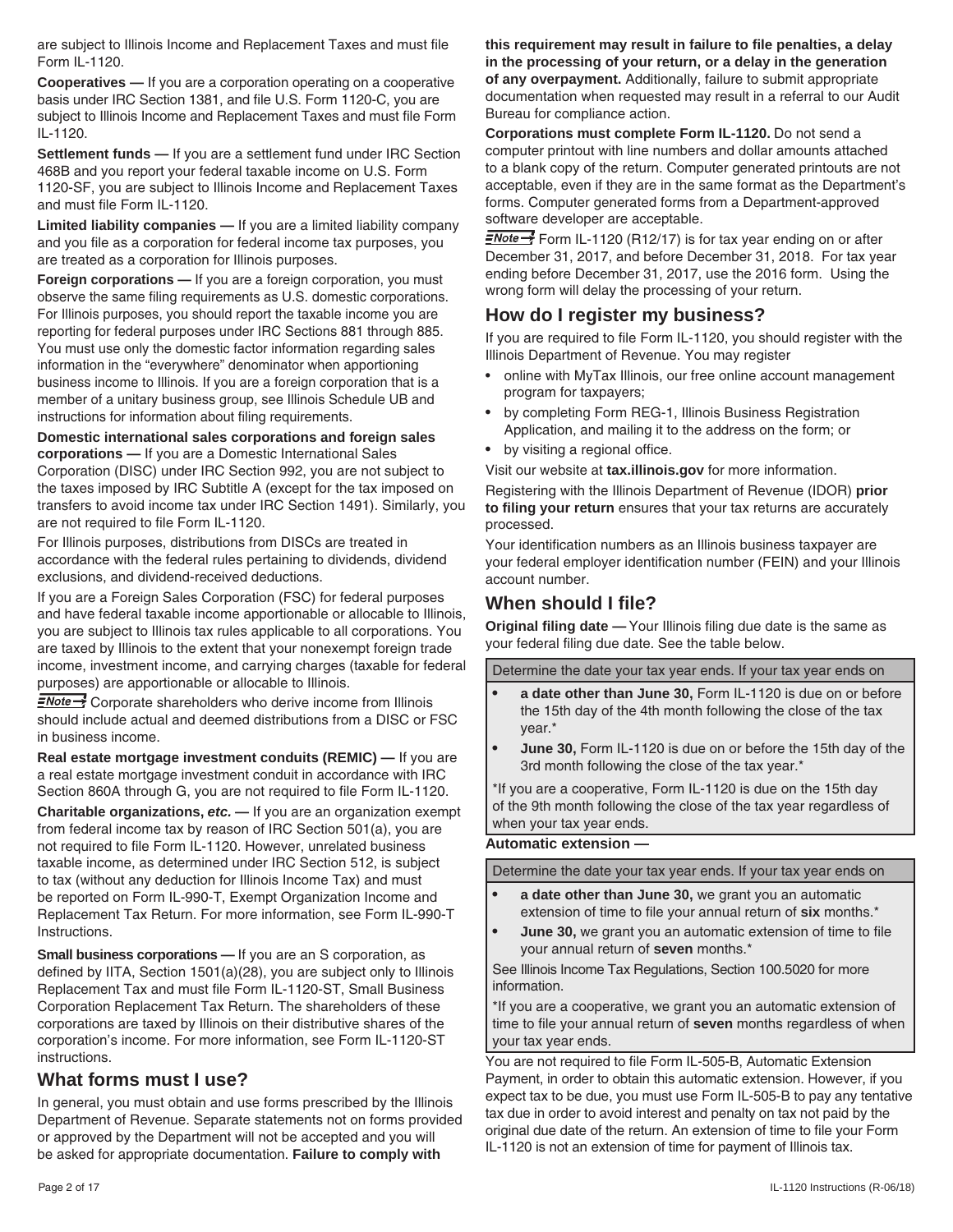are subject to Illinois Income and Replacement Taxes and must file Form IL-1120.

**Cooperatives —** If you are a corporation operating on a cooperative basis under IRC Section 1381, and file U.S. Form 1120-C, you are subject to Illinois Income and Replacement Taxes and must file Form IL-1120.

**Settlement funds —** If you are a settlement fund under IRC Section 468B and you report your federal taxable income on U.S. Form 1120-SF, you are subject to Illinois Income and Replacement Taxes and must file Form IL-1120.

**Limited liability companies —** If you are a limited liability company and you file as a corporation for federal income tax purposes, you are treated as a corporation for Illinois purposes.

**Foreign corporations —** If you are a foreign corporation, you must observe the same filing requirements as U.S. domestic corporations. For Illinois purposes, you should report the taxable income you are reporting for federal purposes under IRC Sections 881 through 885. You must use only the domestic factor information regarding sales information in the "everywhere" denominator when apportioning business income to Illinois. If you are a foreign corporation that is a member of a unitary business group, see Illinois Schedule UB and instructions for information about filing requirements.

**Domestic international sales corporations and foreign sales corporations —** If you are a Domestic International Sales Corporation (DISC) under IRC Section 992, you are not subject to the taxes imposed by IRC Subtitle A (except for the tax imposed on transfers to avoid income tax under IRC Section 1491). Similarly, you are not required to file Form IL-1120.

For Illinois purposes, distributions from DISCs are treated in accordance with the federal rules pertaining to dividends, dividend exclusions, and dividend-received deductions.

If you are a Foreign Sales Corporation (FSC) for federal purposes and have federal taxable income apportionable or allocable to Illinois, you are subject to Illinois tax rules applicable to all corporations. You are taxed by Illinois to the extent that your nonexempt foreign trade income, investment income, and carrying charges (taxable for federal purposes) are apportionable or allocable to Illinois.

*Note* Corporate shareholders who derive income from Illinois should include actual and deemed distributions from a DISC or FSC in business income.

**Real estate mortgage investment conduits (REMIC) —** If you are a real estate mortgage investment conduit in accordance with IRC Section 860A through G, you are not required to file Form IL-1120.

**Charitable organizations, *etc.* —** If you are an organization exempt from federal income tax by reason of IRC Section 501(a), you are not required to file Form IL-1120. However, unrelated business taxable income, as determined under IRC Section 512, is subject to tax (without any deduction for Illinois Income Tax) and must be reported on Form IL-990-T, Exempt Organization Income and Replacement Tax Return. For more information, see Form IL-990-T Instructions.

**Small business corporations —** If you are an S corporation, as defined by IITA, Section 1501(a)(28), you are subject only to Illinois Replacement Tax and must file Form IL-1120-ST, Small Business Corporation Replacement Tax Return. The shareholders of these corporations are taxed by Illinois on their distributive shares of the corporation's income. For more information, see Form IL-1120-ST instructions.

## What forms must I use?

In general, you must obtain and use forms prescribed by the Illinois Department of Revenue. Separate statements not on forms provided or approved by the Department will not be accepted and you will be asked for appropriate documentation. **Failure to comply with this requirement may result in failure to file penalties, a delay in the processing of your return, or a delay in the generation of any overpayment.** Additionally, failure to submit appropriate documentation when requested may result in a referral to our Audit Bureau for compliance action.

**Corporations must complete Form IL-1120.** Do not send a computer printout with line numbers and dollar amounts attached to a blank copy of the return. Computer generated printouts are not acceptable, even if they are in the same format as the Department's forms. Computer generated forms from a Department-approved software developer are acceptable.

*Note* Form IL-1120 (R12/17) is for tax year ending on or after December 31, 2017, and before December 31, 2018. For tax year ending before December 31, 2017, use the 2016 form. Using the wrong form will delay the processing of your return.

## How do I register my business?

If you are required to file Form IL-1120, you should register with the Illinois Department of Revenue. You may register

- online with MyTax Illinois, our free online account management program for taxpayers;
- by completing Form REG-1, Illinois Business Registration Application, and mailing it to the address on the form; or
- by visiting a regional office.

Visit our website at **tax.illinois.gov** for more information.

Registering with the Illinois Department of Revenue (IDOR) **prior to filing your return** ensures that your tax returns are accurately processed.

Your identification numbers as an Illinois business taxpayer are your federal employer identification number (FEIN) and your Illinois account number.

## When should I file?

**Original filing date —** Your Illinois filing due date is the same as your federal filing due date. See the table below.

Determine the date your tax year ends. If your tax year ends on

- **a date other than June 30,** Form IL-1120 is due on or before the 15th day of the 4th month following the close of the tax year.*
- **June 30,** Form IL-1120 is due on or before the 15th day of the 3rd month following the close of the tax year.*

*If you are a cooperative, Form IL-1120 is due on the 15th day of the 9th month following the close of the tax year regardless of when your tax year ends.

**Automatic extension —**

Determine the date your tax year ends. If your tax year ends on

- **a date other than June 30,** we grant you an automatic extension of time to file your annual return of **six** months.*
- **June 30,** we grant you an automatic extension of time to file your annual return of **seven** months.*

See Illinois Income Tax Regulations, Section 100.5020 for more information.

*If you are a cooperative, we grant you an automatic extension of time to file your annual return of **seven** months regardless of when your tax year ends.

You are not required to file Form IL-505-B, Automatic Extension Payment, in order to obtain this automatic extension. However, if you expect tax to be due, you must use Form IL-505-B to pay any tentative tax due in order to avoid interest and penalty on tax not paid by the original due date of the return. An extension of time to file your Form IL-1120 is not an extension of time for payment of Illinois tax.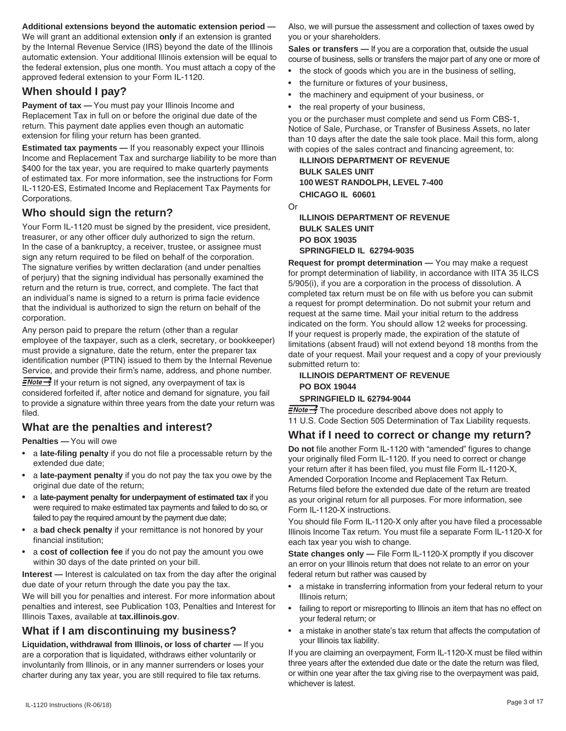**Additional extensions beyond the automatic extension period —** We will grant an additional extension **only** if an extension is granted by the Internal Revenue Service (IRS) beyond the date of the Illinois automatic extension. Your additional Illinois extension will be equal to the federal extension, plus one month. You must attach a copy of the approved federal extension to your Form IL-1120.

## When should I pay?

**Payment of tax —** You must pay your Illinois Income and Replacement Tax in full on or before the original due date of the return. This payment date applies even though an automatic extension for filing your return has been granted.

**Estimated tax payments —** If you reasonably expect your Illinois Income and Replacement Tax and surcharge liability to be more than $400 for the tax year, you are required to make quarterly payments of estimated tax. For more information, see the instructions for Form IL-1120-ES, Estimated Income and Replacement Tax Payments for Corporations.

## Who should sign the return?

Your Form IL-1120 must be signed by the president, vice president, treasurer, or any other officer duly authorized to sign the return. In the case of a bankruptcy, a receiver, trustee, or assignee must sign any return required to be filed on behalf of the corporation. The signature verifies by written declaration (and under penalties of perjury) that the signing individual has personally examined the return and the return is true, correct, and complete. The fact that an individual's name is signed to a return is prima facie evidence that the individual is authorized to sign the return on behalf of the corporation.

Any person paid to prepare the return (other than a regular employee of the taxpayer, such as a clerk, secretary, or bookkeeper) must provide a signature, date the return, enter the preparer tax identification number (PTIN) issued to them by the Internal Revenue Service, and provide their firm's name, address, and phone number.

*Note* If your return is not signed, any overpayment of tax is considered forfeited if, after notice and demand for signature, you fail to provide a signature within three years from the date your return was filed.

## What are the penalties and interest?

**Penalties —** You will owe

- a **late-filing penalty** if you do not file a processable return by the extended due date;
- a **late-payment penalty** if you do not pay the tax you owe by the original due date of the return;
- a **late-payment penalty for underpayment of estimated tax** if you were required to make estimated tax payments and failed to do so, or failed to pay the required amount by the payment due date;
- a **bad check penalty** if your remittance is not honored by your financial institution;
- a **cost of collection fee** if you do not pay the amount you owe within 30 days of the date printed on your bill.

**Interest —** Interest is calculated on tax from the day after the original due date of your return through the date you pay the tax.

We will bill you for penalties and interest. For more information about penalties and interest, see Publication 103, Penalties and Interest for Illinois Taxes, available at **tax.illinois.gov**.

## What if I am discontinuing my business?

**Liquidation, withdrawal from Illinois, or loss of charter —** If you are a corporation that is liquidated, withdraws either voluntarily or involuntarily from Illinois, or in any manner surrenders or loses your charter during any tax year, you are still required to file tax returns.

Also, we will pursue the assessment and collection of taxes owed by you or your shareholders.

**Sales or transfers —** If you are a corporation that, outside the usual course of business, sells or transfers the major part of any one or more of

- the stock of goods which you are in the business of selling,
- the furniture or fixtures of your business,
- the machinery and equipment of your business, or
- the real property of your business,

you or the purchaser must complete and send us Form CBS-1, Notice of Sale, Purchase, or Transfer of Business Assets, no later than 10 days after the date the sale took place. Mail this form, along with copies of the sales contract and financing agreement, to:

**ILLINOIS DEPARTMENT OF REVENUE**
**BULK SALES UNIT**
**100 WEST RANDOLPH, LEVEL 7-400**
**CHICAGO IL 60601**

Or

**ILLINOIS DEPARTMENT OF REVENUE**
**BULK SALES UNIT**
**PO BOX 19035**
**SPRINGFIELD IL 62794-9035**

**Request for prompt determination —** You may make a request for prompt determination of liability, in accordance with IITA 35 ILCS 5/905(i), if you are a corporation in the process of dissolution. A completed tax return must be on file with us before you can submit a request for prompt determination. Do not submit your return and request at the same time. Mail your initial return to the address indicated on the form. You should allow 12 weeks for processing. If your request is properly made, the expiration of the statute of limitations (absent fraud) will not extend beyond 18 months from the date of your request. Mail your request and a copy of your previously submitted return to:

**ILLINOIS DEPARTMENT OF REVENUE**
**PO BOX 19044**
**SPRINGFIELD IL 62794-9044**

*Note* The procedure described above does not apply to 11 U.S. Code Section 505 Determination of Tax Liability requests.

## What if I need to correct or change my return?

**Do not** file another Form IL-1120 with "amended" figures to change your originally filed Form IL-1120. If you need to correct or change your return after it has been filed, you must file Form IL-1120-X, Amended Corporation Income and Replacement Tax Return. Returns filed before the extended due date of the return are treated as your original return for all purposes. For more information, see Form IL-1120-X instructions.

You should file Form IL-1120-X only after you have filed a processable Illinois Income Tax return. You must file a separate Form IL-1120-X for each tax year you wish to change.

**State changes only —** File Form IL-1120-X promptly if you discover an error on your Illinois return that does not relate to an error on your federal return but rather was caused by

- a mistake in transferring information from your federal return to your Illinois return;
- failing to report or misreporting to Illinois an item that has no effect on your federal return; or
- a mistake in another state's tax return that affects the computation of your Illinois tax liability.

If you are claiming an overpayment, Form IL-1120-X must be filed within three years after the extended due date or the date the return was filed, or within one year after the tax giving rise to the overpayment was paid, whichever is latest.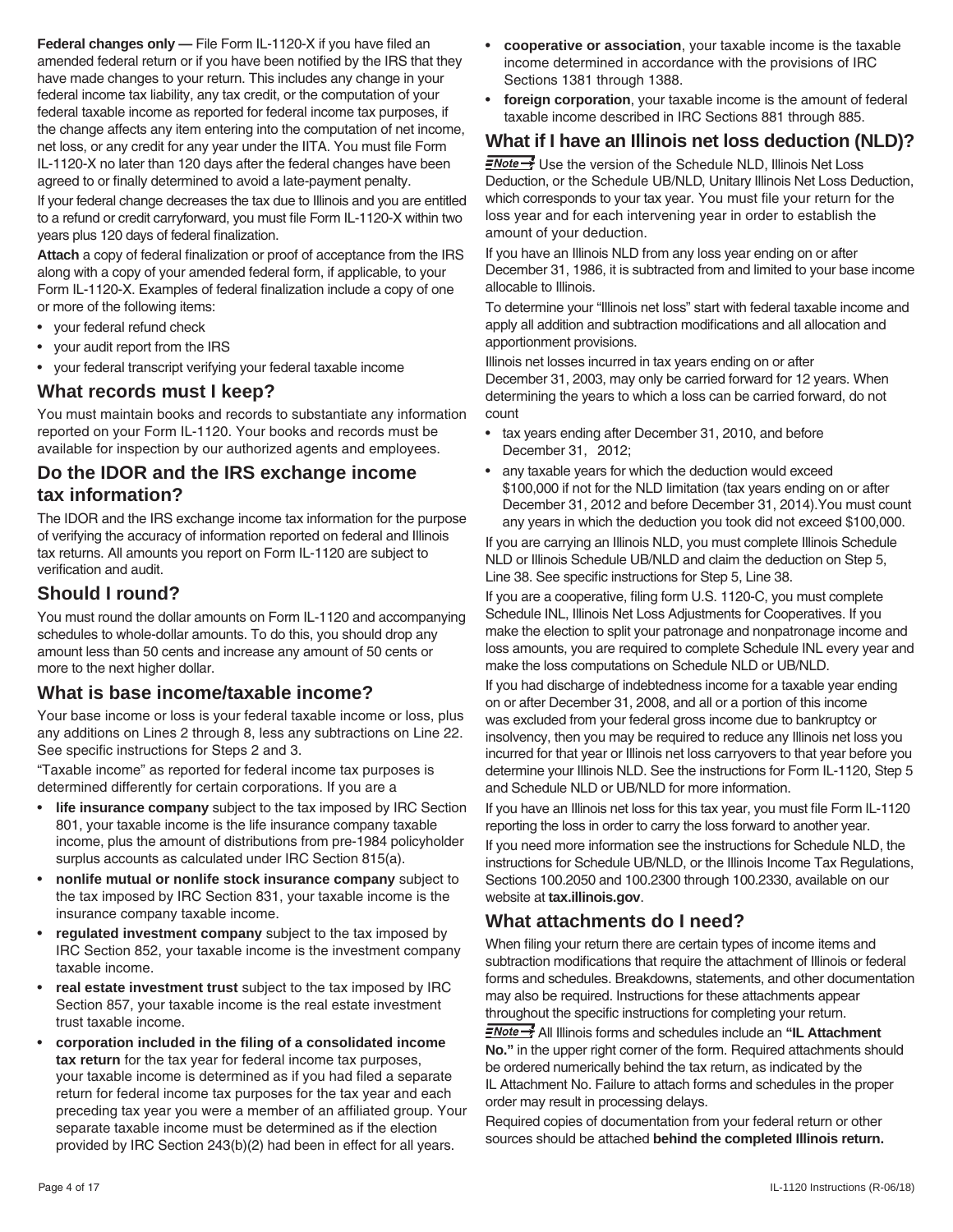**Federal changes only —** File Form IL-1120-X if you have filed an amended federal return or if you have been notified by the IRS that they have made changes to your return. This includes any change in your federal income tax liability, any tax credit, or the computation of your federal taxable income as reported for federal income tax purposes, if the change affects any item entering into the computation of net income, net loss, or any credit for any year under the IITA. You must file Form IL-1120-X no later than 120 days after the federal changes have been agreed to or finally determined to avoid a late-payment penalty.

If your federal change decreases the tax due to Illinois and you are entitled to a refund or credit carryforward, you must file Form IL-1120-X within two years plus 120 days of federal finalization.

**Attach** a copy of federal finalization or proof of acceptance from the IRS along with a copy of your amended federal form, if applicable, to your Form IL-1120-X. Examples of federal finalization include a copy of one or more of the following items:

- your federal refund check
- your audit report from the IRS
- your federal transcript verifying your federal taxable income

## What records must I keep?

You must maintain books and records to substantiate any information reported on your Form IL-1120. Your books and records must be available for inspection by our authorized agents and employees.

## Do the IDOR and the IRS exchange income tax information?

The IDOR and the IRS exchange income tax information for the purpose of verifying the accuracy of information reported on federal and Illinois tax returns. All amounts you report on Form IL-1120 are subject to verification and audit.

## Should I round?

You must round the dollar amounts on Form IL-1120 and accompanying schedules to whole-dollar amounts. To do this, you should drop any amount less than 50 cents and increase any amount of 50 cents or more to the next higher dollar.

## What is base income/taxable income?

Your base income or loss is your federal taxable income or loss, plus any additions on Lines 2 through 8, less any subtractions on Line 22. See specific instructions for Steps 2 and 3.

"Taxable income" as reported for federal income tax purposes is determined differently for certain corporations. If you are a

- **life insurance company** subject to the tax imposed by IRC Section 801, your taxable income is the life insurance company taxable income, plus the amount of distributions from pre-1984 policyholder surplus accounts as calculated under IRC Section 815(a).
- **nonlife mutual or nonlife stock insurance company** subject to the tax imposed by IRC Section 831, your taxable income is the insurance company taxable income.
- **regulated investment company** subject to the tax imposed by IRC Section 852, your taxable income is the investment company taxable income.
- **real estate investment trust** subject to the tax imposed by IRC Section 857, your taxable income is the real estate investment trust taxable income.
- **corporation included in the filing of a consolidated income tax return** for the tax year for federal income tax purposes, your taxable income is determined as if you had filed a separate return for federal income tax purposes for the tax year and each preceding tax year you were a member of an affiliated group. Your separate taxable income must be determined as if the election provided by IRC Section 243(b)(2) had been in effect for all years.
- **cooperative or association**, your taxable income is the taxable income determined in accordance with the provisions of IRC Sections 1381 through 1388.
- **foreign corporation**, your taxable income is the amount of federal taxable income described in IRC Sections 881 through 885.

## What if I have an Illinois net loss deduction (NLD)?

**Note** Use the version of the Schedule NLD, Illinois Net Loss Deduction, or the Schedule UB/NLD, Unitary Illinois Net Loss Deduction, which corresponds to your tax year. You must file your return for the loss year and for each intervening year in order to establish the amount of your deduction.

If you have an Illinois NLD from any loss year ending on or after December 31, 1986, it is subtracted from and limited to your base income allocable to Illinois.

To determine your "Illinois net loss" start with federal taxable income and apply all addition and subtraction modifications and all allocation and apportionment provisions.

Illinois net losses incurred in tax years ending on or after December 31, 2003, may only be carried forward for 12 years. When determining the years to which a loss can be carried forward, do not count

- tax years ending after December 31, 2010, and before December 31, 2012;
- any taxable years for which the deduction would exceed $100,000 if not for the NLD limitation (tax years ending on or after December 31, 2012 and before December 31, 2014).You must count any years in which the deduction you took did not exceed $100,000.

If you are carrying an Illinois NLD, you must complete Illinois Schedule NLD or Illinois Schedule UB/NLD and claim the deduction on Step 5, Line 38. See specific instructions for Step 5, Line 38.

If you are a cooperative, filing form U.S. 1120-C, you must complete Schedule INL, Illinois Net Loss Adjustments for Cooperatives. If you make the election to split your patronage and nonpatronage income and loss amounts, you are required to complete Schedule INL every year and make the loss computations on Schedule NLD or UB/NLD.

If you had discharge of indebtedness income for a taxable year ending on or after December 31, 2008, and all or a portion of this income was excluded from your federal gross income due to bankruptcy or insolvency, then you may be required to reduce any Illinois net loss you incurred for that year or Illinois net loss carryovers to that year before you determine your Illinois NLD. See the instructions for Form IL-1120, Step 5 and Schedule NLD or UB/NLD for more information.

If you have an Illinois net loss for this tax year, you must file Form IL-1120 reporting the loss in order to carry the loss forward to another year.

If you need more information see the instructions for Schedule NLD, the instructions for Schedule UB/NLD, or the Illinois Income Tax Regulations, Sections 100.2050 and 100.2300 through 100.2330, available on our website at **tax.illinois.gov**.

## What attachments do I need?

When filing your return there are certain types of income items and subtraction modifications that require the attachment of Illinois or federal forms and schedules. Breakdowns, statements, and other documentation may also be required. Instructions for these attachments appear throughout the specific instructions for completing your return.

**Note** All Illinois forms and schedules include an **"IL Attachment No."** in the upper right corner of the form. Required attachments should be ordered numerically behind the tax return, as indicated by the IL Attachment No. Failure to attach forms and schedules in the proper order may result in processing delays.

Required copies of documentation from your federal return or other sources should be attached **behind the completed Illinois return.**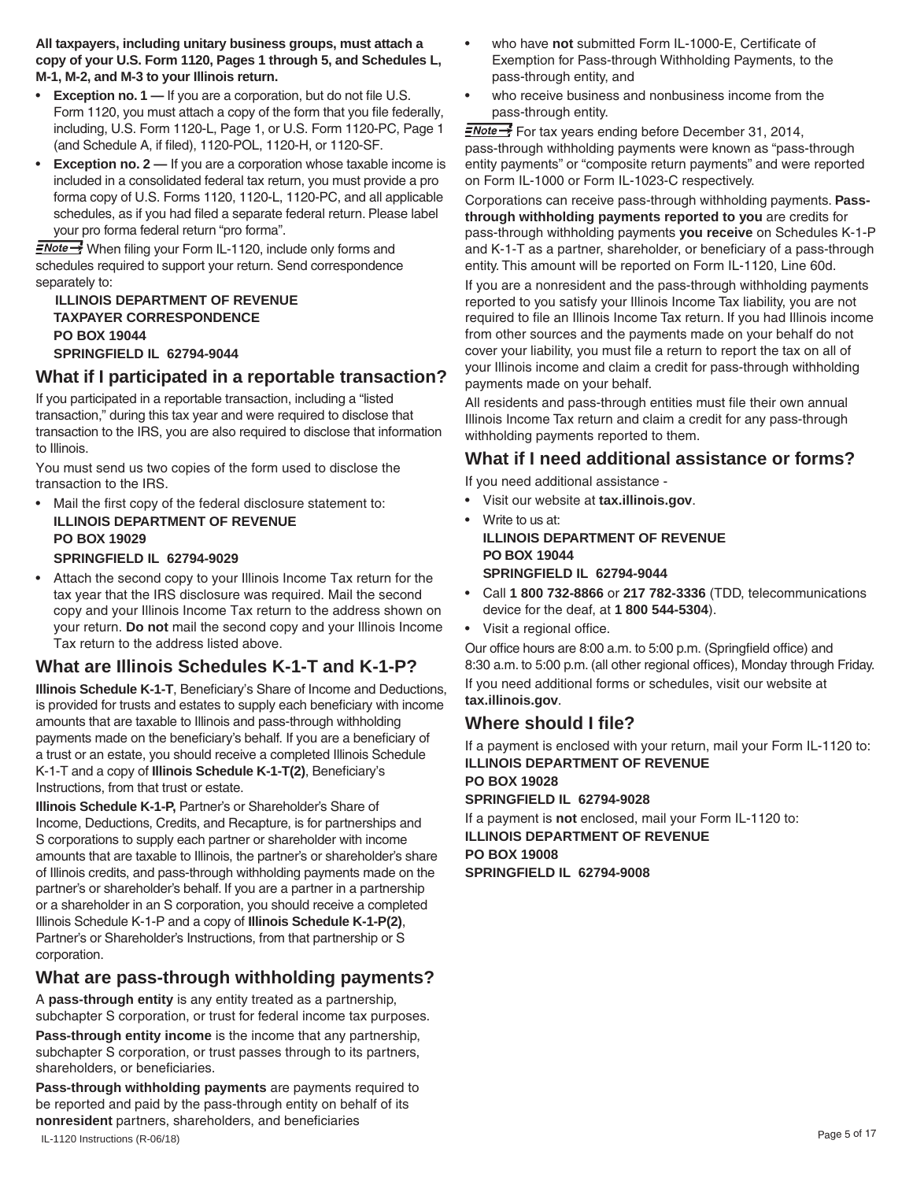**All taxpayers, including unitary business groups, must attach a copy of your U.S. Form 1120, Pages 1 through 5, and Schedules L, M-1, M-2, and M-3 to your Illinois return.**

- **Exception no. 1 —** If you are a corporation, but do not file U.S. Form 1120, you must attach a copy of the form that you file federally, including, U.S. Form 1120-L, Page 1, or U.S. Form 1120-PC, Page 1 (and Schedule A, if filed), 1120-POL, 1120-H, or 1120-SF.
- **Exception no. 2 —** If you are a corporation whose taxable income is included in a consolidated federal tax return, you must provide a pro forma copy of U.S. Forms 1120, 1120-L, 1120-PC, and all applicable schedules, as if you had filed a separate federal return. Please label your pro forma federal return "pro forma".

*Note* When filing your Form IL-1120, include only forms and schedules required to support your return. Send correspondence separately to:

**ILLINOIS DEPARTMENT OF REVENUE**
**TAXPAYER CORRESPONDENCE**
**PO BOX 19044**
**SPRINGFIELD IL 62794-9044**

## What if I participated in a reportable transaction?

If you participated in a reportable transaction, including a "listed transaction," during this tax year and were required to disclose that transaction to the IRS, you are also required to disclose that information to Illinois.

You must send us two copies of the form used to disclose the transaction to the IRS.

- Mail the first copy of the federal disclosure statement to:
  **ILLINOIS DEPARTMENT OF REVENUE**
  **PO BOX 19029**
  **SPRINGFIELD IL 62794-9029**
- Attach the second copy to your Illinois Income Tax return for the tax year that the IRS disclosure was required. Mail the second copy and your Illinois Income Tax return to the address shown on your return. **Do not** mail the second copy and your Illinois Income Tax return to the address listed above.

## What are Illinois Schedules K-1-T and K-1-P?

**Illinois Schedule K-1-T**, Beneficiary's Share of Income and Deductions, is provided for trusts and estates to supply each beneficiary with income amounts that are taxable to Illinois and pass-through withholding payments made on the beneficiary's behalf. If you are a beneficiary of a trust or an estate, you should receive a completed Illinois Schedule K-1-T and a copy of **Illinois Schedule K-1-T(2)**, Beneficiary's Instructions, from that trust or estate.

**Illinois Schedule K-1-P,** Partner's or Shareholder's Share of Income, Deductions, Credits, and Recapture, is for partnerships and S corporations to supply each partner or shareholder with income amounts that are taxable to Illinois, the partner's or shareholder's share of Illinois credits, and pass-through withholding payments made on the partner's or shareholder's behalf. If you are a partner in a partnership or a shareholder in an S corporation, you should receive a completed Illinois Schedule K-1-P and a copy of **Illinois Schedule K-1-P(2)**, Partner's or Shareholder's Instructions, from that partnership or S corporation.

## What are pass-through withholding payments?

A **pass-through entity** is any entity treated as a partnership, subchapter S corporation, or trust for federal income tax purposes.

**Pass-through entity income** is the income that any partnership, subchapter S corporation, or trust passes through to its partners, shareholders, or beneficiaries.

**Pass-through withholding payments** are payments required to be reported and paid by the pass-through entity on behalf of its **nonresident** partners, shareholders, and beneficiaries

- who have **not** submitted Form IL-1000-E, Certificate of Exemption for Pass-through Withholding Payments, to the pass-through entity, and
- who receive business and nonbusiness income from the pass-through entity.

*Note* For tax years ending before December 31, 2014, pass-through withholding payments were known as "pass-through entity payments" or "composite return payments" and were reported on Form IL-1000 or Form IL-1023-C respectively.

Corporations can receive pass-through withholding payments. **Pass-through withholding payments reported to you** are credits for pass-through withholding payments **you receive** on Schedules K-1-P and K-1-T as a partner, shareholder, or beneficiary of a pass-through entity. This amount will be reported on Form IL-1120, Line 60d.

If you are a nonresident and the pass-through withholding payments reported to you satisfy your Illinois Income Tax liability, you are not required to file an Illinois Income Tax return. If you had Illinois income from other sources and the payments made on your behalf do not cover your liability, you must file a return to report the tax on all of your Illinois income and claim a credit for pass-through withholding payments made on your behalf.

All residents and pass-through entities must file their own annual Illinois Income Tax return and claim a credit for any pass-through withholding payments reported to them.

## What if I need additional assistance or forms?

If you need additional assistance -

- Visit our website at **tax.illinois.gov**.
- Write to us at:
  **ILLINOIS DEPARTMENT OF REVENUE**
  **PO BOX 19044**
  **SPRINGFIELD IL 62794-9044**
- Call **1 800 732-8866** or **217 782-3336** (TDD, telecommunications device for the deaf, at **1 800 544-5304**).
- Visit a regional office.

Our office hours are 8:00 a.m. to 5:00 p.m. (Springfield office) and 8:30 a.m. to 5:00 p.m. (all other regional offices), Monday through Friday.

If you need additional forms or schedules, visit our website at **tax.illinois.gov**.

## Where should I file?

If a payment is enclosed with your return, mail your Form IL-1120 to:
**ILLINOIS DEPARTMENT OF REVENUE**
**PO BOX 19028**
**SPRINGFIELD IL 62794-9028**

If a payment is **not** enclosed, mail your Form IL-1120 to:
**ILLINOIS DEPARTMENT OF REVENUE**
**PO BOX 19008**
**SPRINGFIELD IL 62794-9008**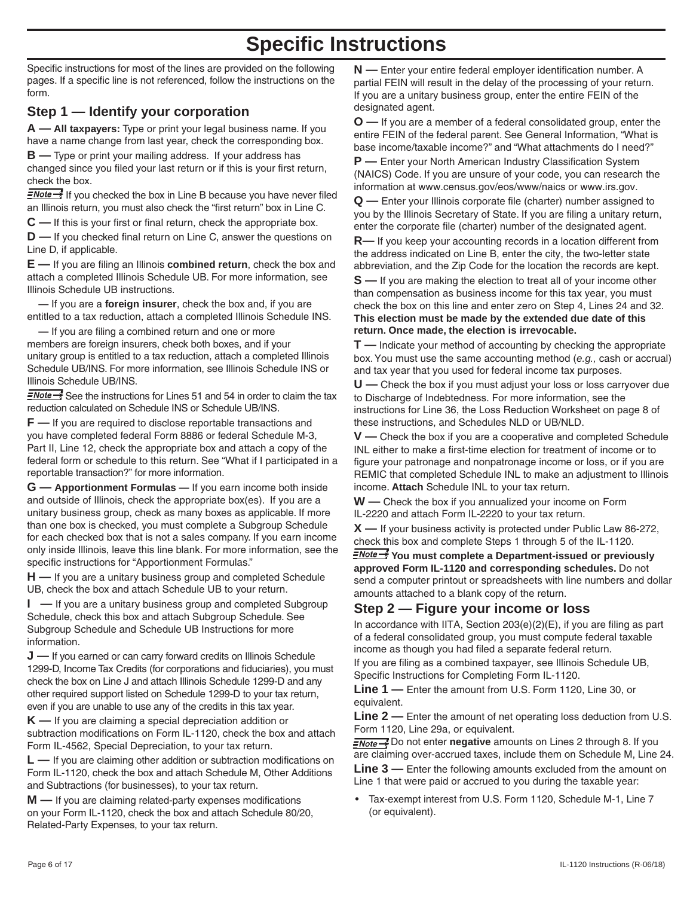# Specific Instructions

Specific instructions for most of the lines are provided on the following pages. If a specific line is not referenced, follow the instructions on the form.

## Step 1 — Identify your corporation

**A — All taxpayers:** Type or print your legal business name. If you have a name change from last year, check the corresponding box.

**B —** Type or print your mailing address. If your address has changed since you filed your last return or if this is your first return, check the box.

**Note** If you checked the box in Line B because you have never filed an Illinois return, you must also check the "first return" box in Line C.

**C —** If this is your first or final return, check the appropriate box.

**D —** If you checked final return on Line C, answer the questions on Line D, if applicable.

**E —** If you are filing an Illinois **combined return**, check the box and attach a completed Illinois Schedule UB. For more information, see Illinois Schedule UB instructions.

— If you are a **foreign insurer**, check the box and, if you are entitled to a tax reduction, attach a completed Illinois Schedule INS.

— If you are filing a combined return and one or more members are foreign insurers, check both boxes, and if your unitary group is entitled to a tax reduction, attach a completed Illinois Schedule UB/INS. For more information, see Illinois Schedule INS or Illinois Schedule UB/INS.

**Note** See the instructions for Lines 51 and 54 in order to claim the tax reduction calculated on Schedule INS or Schedule UB/INS.

**F —** If you are required to disclose reportable transactions and you have completed federal Form 8886 or federal Schedule M-3, Part II, Line 12, check the appropriate box and attach a copy of the federal form or schedule to this return. See "What if I participated in a reportable transaction?" for more information.

**G — Apportionment Formulas —** If you earn income both inside and outside of Illinois, check the appropriate box(es). If you are a unitary business group, check as many boxes as applicable. If more than one box is checked, you must complete a Subgroup Schedule for each checked box that is not a sales company. If you earn income only inside Illinois, leave this line blank. For more information, see the specific instructions for "Apportionment Formulas."

**H —** If you are a unitary business group and completed Schedule UB, check the box and attach Schedule UB to your return.

**I —** If you are a unitary business group and completed Subgroup Schedule, check this box and attach Subgroup Schedule. See Subgroup Schedule and Schedule UB Instructions for more information.

**J —** If you earned or can carry forward credits on Illinois Schedule 1299-D, Income Tax Credits (for corporations and fiduciaries), you must check the box on Line J and attach Illinois Schedule 1299-D and any other required support listed on Schedule 1299-D to your tax return, even if you are unable to use any of the credits in this tax year.

**K —** If you are claiming a special depreciation addition or subtraction modifications on Form IL-1120, check the box and attach Form IL-4562, Special Depreciation, to your tax return.

**L —** If you are claiming other addition or subtraction modifications on Form IL-1120, check the box and attach Schedule M, Other Additions and Subtractions (for businesses), to your tax return.

**M —** If you are claiming related-party expenses modifications on your Form IL-1120, check the box and attach Schedule 80/20, Related-Party Expenses, to your tax return.

**N —** Enter your entire federal employer identification number. A partial FEIN will result in the delay of the processing of your return. If you are a unitary business group, enter the entire FEIN of the designated agent.

**O —** If you are a member of a federal consolidated group, enter the entire FEIN of the federal parent. See General Information, "What is base income/taxable income?" and "What attachments do I need?"

**P —** Enter your North American Industry Classification System (NAICS) Code. If you are unsure of your code, you can research the information at www.census.gov/eos/www/naics or www.irs.gov.

**Q —** Enter your Illinois corporate file (charter) number assigned to you by the Illinois Secretary of State. If you are filing a unitary return, enter the corporate file (charter) number of the designated agent.

**R—** If you keep your accounting records in a location different from the address indicated on Line B, enter the city, the two-letter state abbreviation, and the Zip Code for the location the records are kept.

**S —** If you are making the election to treat all of your income other than compensation as business income for this tax year, you must check the box on this line and enter zero on Step 4, Lines 24 and 32. **This election must be made by the extended due date of this return. Once made, the election is irrevocable.**

**T —** Indicate your method of accounting by checking the appropriate box. You must use the same accounting method (*e.g.,* cash or accrual) and tax year that you used for federal income tax purposes.

**U —** Check the box if you must adjust your loss or loss carryover due to Discharge of Indebtedness. For more information, see the instructions for Line 36, the Loss Reduction Worksheet on page 8 of these instructions, and Schedules NLD or UB/NLD.

**V —** Check the box if you are a cooperative and completed Schedule INL either to make a first-time election for treatment of income or to figure your patronage and nonpatronage income or loss, or if you are REMIC that completed Schedule INL to make an adjustment to Illinois income. **Attach** Schedule INL to your tax return.

**W —** Check the box if you annualized your income on Form IL-2220 and attach Form IL-2220 to your tax return.

**X —** If your business activity is protected under Public Law 86-272, check this box and complete Steps 1 through 5 of the IL-1120.

**Note** **You must complete a Department-issued or previously approved Form IL-1120 and corresponding schedules.** Do not send a computer printout or spreadsheets with line numbers and dollar amounts attached to a blank copy of the return.

## Step 2 — Figure your income or loss

In accordance with IITA, Section 203(e)(2)(E), if you are filing as part of a federal consolidated group, you must compute federal taxable income as though you had filed a separate federal return.

If you are filing as a combined taxpayer, see Illinois Schedule UB, Specific Instructions for Completing Form IL-1120.

**Line 1 —** Enter the amount from U.S. Form 1120, Line 30, or equivalent.

**Line 2 —** Enter the amount of net operating loss deduction from U.S. Form 1120, Line 29a, or equivalent.

**Note** Do not enter **negative** amounts on Lines 2 through 8. If you are claiming over-accrued taxes, include them on Schedule M, Line 24.

**Line 3 —** Enter the following amounts excluded from the amount on Line 1 that were paid or accrued to you during the taxable year:

- Tax-exempt interest from U.S. Form 1120, Schedule M-1, Line 7 (or equivalent).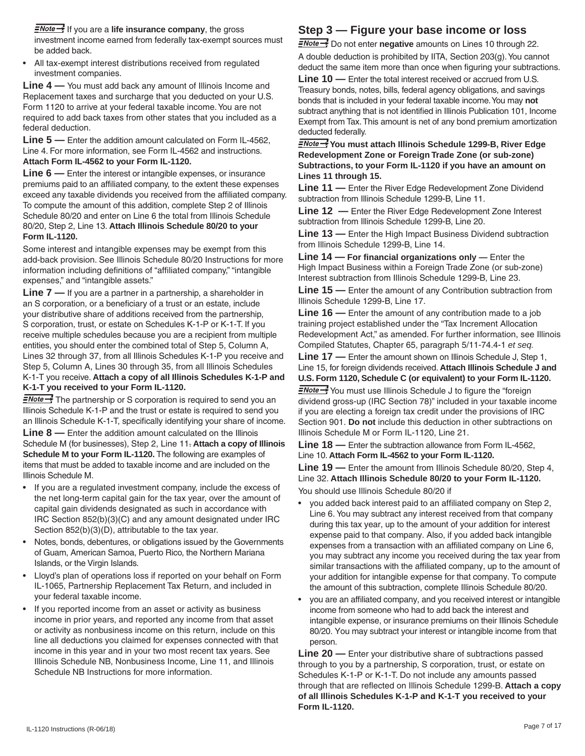**Note →** If you are a **life insurance company**, the gross investment income earned from federally tax-exempt sources must be added back.

- All tax-exempt interest distributions received from regulated investment companies.

**Line 4 —** You must add back any amount of Illinois Income and Replacement taxes and surcharge that you deducted on your U.S. Form 1120 to arrive at your federal taxable income. You are not required to add back taxes from other states that you included as a federal deduction.

**Line 5 —** Enter the addition amount calculated on Form IL-4562, Line 4. For more information, see Form IL-4562 and instructions. **Attach Form IL-4562 to your Form IL-1120.**

**Line 6 —** Enter the interest or intangible expenses, or insurance premiums paid to an affiliated company, to the extent these expenses exceed any taxable dividends you received from the affiliated company. To compute the amount of this addition, complete Step 2 of Illinois Schedule 80/20 and enter on Line 6 the total from Illinois Schedule 80/20, Step 2, Line 13. **Attach Illinois Schedule 80/20 to your Form IL-1120.**

Some interest and intangible expenses may be exempt from this add-back provision. See Illinois Schedule 80/20 Instructions for more information including definitions of "affiliated company," "intangible expenses," and "intangible assets."

**Line 7 —** If you are a partner in a partnership, a shareholder in an S corporation, or a beneficiary of a trust or an estate, include your distributive share of additions received from the partnership, S corporation, trust, or estate on Schedules K-1-P or K-1-T. If you receive multiple schedules because you are a recipient from multiple entities, you should enter the combined total of Step 5, Column A, Lines 32 through 37, from all Illinois Schedules K-1-P you receive and Step 5, Column A, Lines 30 through 35, from all Illinois Schedules K-1-T you receive. **Attach a copy of all Illinois Schedules K-1-P and K-1-T you received to your Form IL-1120.**

**Note →** The partnership or S corporation is required to send you an Illinois Schedule K-1-P and the trust or estate is required to send you an Illinois Schedule K-1-T, specifically identifying your share of income.

**Line 8 —** Enter the addition amount calculated on the Illinois Schedule M (for businesses), Step 2, Line 11. **Attach a copy of Illinois Schedule M to your Form IL-1120.** The following are examples of items that must be added to taxable income and are included on the Illinois Schedule M.

- If you are a regulated investment company, include the excess of the net long-term capital gain for the tax year, over the amount of capital gain dividends designated as such in accordance with IRC Section 852(b)(3)(C) and any amount designated under IRC Section 852(b)(3)(D), attributable to the tax year.
- Notes, bonds, debentures, or obligations issued by the Governments of Guam, American Samoa, Puerto Rico, the Northern Mariana Islands, or the Virgin Islands.
- Lloyd's plan of operations loss if reported on your behalf on Form IL-1065, Partnership Replacement Tax Return, and included in your federal taxable income.
- If you reported income from an asset or activity as business income in prior years, and reported any income from that asset or activity as nonbusiness income on this return, include on this line all deductions you claimed for expenses connected with that income in this year and in your two most recent tax years. See Illinois Schedule NB, Nonbusiness Income, Line 11, and Illinois Schedule NB Instructions for more information.

## Step 3 — Figure your base income or loss

**Note →** Do not enter **negative** amounts on Lines 10 through 22.

A double deduction is prohibited by IITA, Section 203(g). You cannot deduct the same item more than once when figuring your subtractions.

**Line 10 —** Enter the total interest received or accrued from U.S. Treasury bonds, notes, bills, federal agency obligations, and savings bonds that is included in your federal taxable income. You may **not** subtract anything that is not identified in Illinois Publication 101, Income Exempt from Tax. This amount is net of any bond premium amortization deducted federally.

**Note → You must attach Illinois Schedule 1299-B, River Edge Redevelopment Zone or Foreign Trade Zone (or sub-zone) Subtractions, to your Form IL-1120 if you have an amount on Lines 11 through 15.**

**Line 11 —** Enter the River Edge Redevelopment Zone Dividend subtraction from Illinois Schedule 1299-B, Line 11.

**Line 12 —** Enter the River Edge Redevelopment Zone Interest subtraction from Illinois Schedule 1299-B, Line 20.

**Line 13 —** Enter the High Impact Business Dividend subtraction from Illinois Schedule 1299-B, Line 14.

**Line 14 — For financial organizations only —** Enter the High Impact Business within a Foreign Trade Zone (or sub-zone) Interest subtraction from Illinois Schedule 1299-B, Line 23.

**Line 15 —** Enter the amount of any Contribution subtraction from Illinois Schedule 1299-B, Line 17.

**Line 16 —** Enter the amount of any contribution made to a job training project established under the "Tax Increment Allocation Redevelopment Act," as amended. For further information, see Illinois Compiled Statutes, Chapter 65, paragraph 5/11-74.4-1 *et seq.*

**Line 17 —** Enter the amount shown on Illinois Schedule J, Step 1, Line 15, for foreign dividends received. **Attach Illinois Schedule J and U.S. Form 1120, Schedule C (or equivalent) to your Form IL-1120.**

**Note →** You must use Illinois Schedule J to figure the "foreign dividend gross-up (IRC Section 78)" included in your taxable income if you are electing a foreign tax credit under the provisions of IRC Section 901. **Do not** include this deduction in other subtractions on Illinois Schedule M or Form IL-1120, Line 21.

**Line 18 —** Enter the subtraction allowance from Form IL-4562, Line 10. **Attach Form IL-4562 to your Form IL-1120.**

**Line 19 —** Enter the amount from Illinois Schedule 80/20, Step 4, Line 32. **Attach Illinois Schedule 80/20 to your Form IL-1120.**

You should use Illinois Schedule 80/20 if

- you added back interest paid to an affiliated company on Step 2, Line 6. You may subtract any interest received from that company during this tax year, up to the amount of your addition for interest expense paid to that company. Also, if you added back intangible expenses from a transaction with an affiliated company on Line 6, you may subtract any income you received during the tax year from similar transactions with the affiliated company, up to the amount of your addition for intangible expense for that company. To compute the amount of this subtraction, complete Illinois Schedule 80/20.
- you are an affiliated company, and you received interest or intangible income from someone who had to add back the interest and intangible expense, or insurance premiums on their Illinois Schedule 80/20. You may subtract your interest or intangible income from that person.

**Line 20 —** Enter your distributive share of subtractions passed through to you by a partnership, S corporation, trust, or estate on Schedules K-1-P or K-1-T. Do not include any amounts passed through that are reflected on Illinois Schedule 1299-B. **Attach a copy of all Illinois Schedules K-1-P and K-1-T you received to your Form IL-1120.**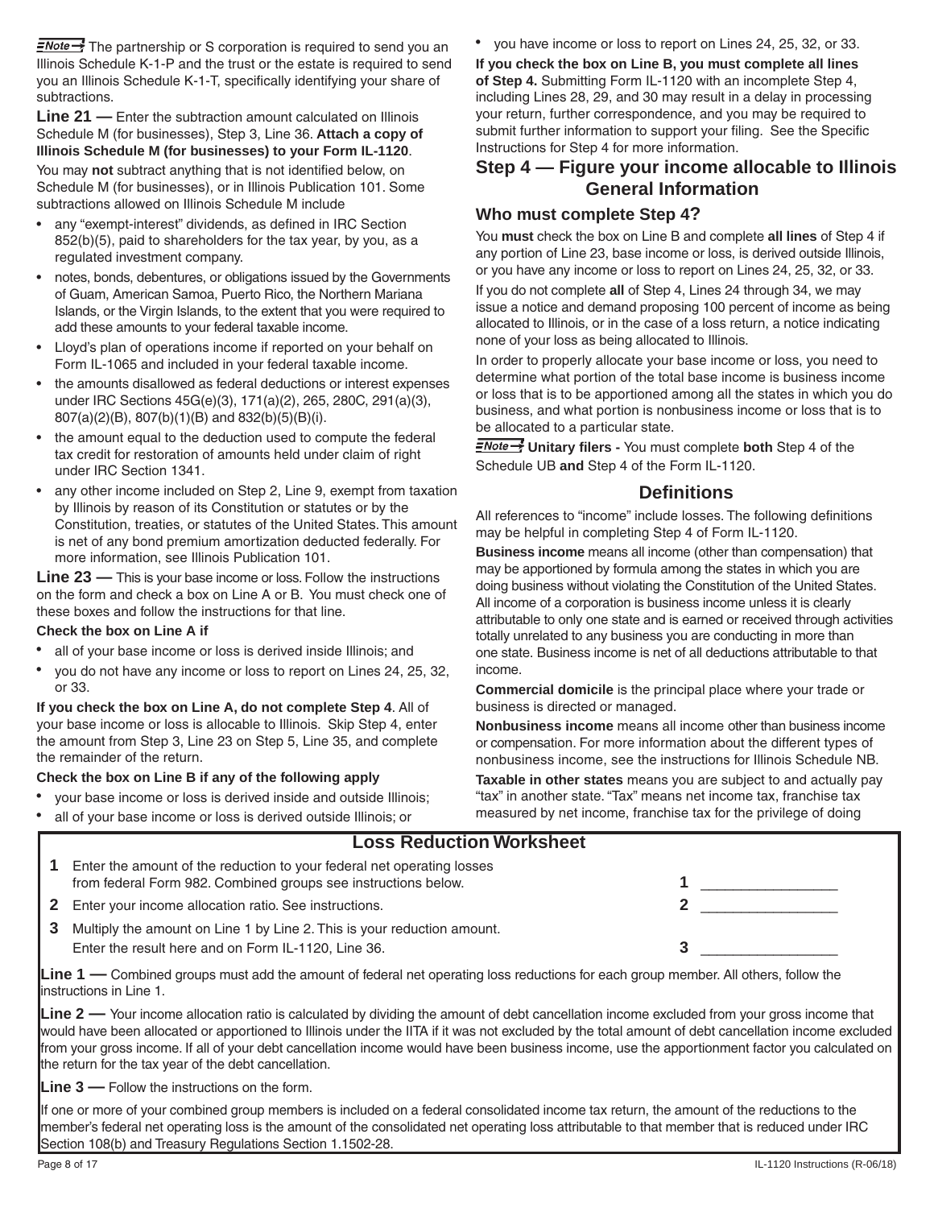**Note** The partnership or S corporation is required to send you an Illinois Schedule K-1-P and the trust or the estate is required to send you an Illinois Schedule K-1-T, specifically identifying your share of subtractions.

**Line 21 —** Enter the subtraction amount calculated on Illinois Schedule M (for businesses), Step 3, Line 36. **Attach a copy of Illinois Schedule M (for businesses) to your Form IL-1120**.

You may **not** subtract anything that is not identified below, on Schedule M (for businesses), or in Illinois Publication 101. Some subtractions allowed on Illinois Schedule M include

- any "exempt-interest" dividends, as defined in IRC Section 852(b)(5), paid to shareholders for the tax year, by you, as a regulated investment company.
- notes, bonds, debentures, or obligations issued by the Governments of Guam, American Samoa, Puerto Rico, the Northern Mariana Islands, or the Virgin Islands, to the extent that you were required to add these amounts to your federal taxable income.
- Lloyd's plan of operations income if reported on your behalf on Form IL-1065 and included in your federal taxable income.
- the amounts disallowed as federal deductions or interest expenses under IRC Sections 45G(e)(3), 171(a)(2), 265, 280C, 291(a)(3), 807(a)(2)(B), 807(b)(1)(B) and 832(b)(5)(B)(i).
- the amount equal to the deduction used to compute the federal tax credit for restoration of amounts held under claim of right under IRC Section 1341.
- any other income included on Step 2, Line 9, exempt from taxation by Illinois by reason of its Constitution or statutes or by the Constitution, treaties, or statutes of the United States. This amount is net of any bond premium amortization deducted federally. For more information, see Illinois Publication 101.

**Line 23 —** This is your base income or loss. Follow the instructions on the form and check a box on Line A or B. You must check one of these boxes and follow the instructions for that line.

**Check the box on Line A if**

- all of your base income or loss is derived inside Illinois; and
- you do not have any income or loss to report on Lines 24, 25, 32, or 33.

**If you check the box on Line A, do not complete Step 4**. All of your base income or loss is allocable to Illinois. Skip Step 4, enter the amount from Step 3, Line 23 on Step 5, Line 35, and complete the remainder of the return.

**Check the box on Line B if any of the following apply**

- your base income or loss is derived inside and outside Illinois;
- all of your base income or loss is derived outside Illinois; or
- you have income or loss to report on Lines 24, 25, 32, or 33.

**If you check the box on Line B, you must complete all lines of Step 4.** Submitting Form IL-1120 with an incomplete Step 4, including Lines 28, 29, and 30 may result in a delay in processing your return, further correspondence, and you may be required to submit further information to support your filing. See the Specific Instructions for Step 4 for more information.

## Step 4 — Figure your income allocable to Illinois General Information

### Who must complete Step 4?

You **must** check the box on Line B and complete **all lines** of Step 4 if any portion of Line 23, base income or loss, is derived outside Illinois, or you have any income or loss to report on Lines 24, 25, 32, or 33.

If you do not complete **all** of Step 4, Lines 24 through 34, we may issue a notice and demand proposing 100 percent of income as being allocated to Illinois, or in the case of a loss return, a notice indicating none of your loss as being allocated to Illinois.

In order to properly allocate your base income or loss, you need to determine what portion of the total base income is business income or loss that is to be apportioned among all the states in which you do business, and what portion is nonbusiness income or loss that is to be allocated to a particular state.

**Note** **Unitary filers -** You must complete **both** Step 4 of the Schedule UB **and** Step 4 of the Form IL-1120.

### Definitions

All references to "income" include losses. The following definitions may be helpful in completing Step 4 of Form IL-1120.

**Business income** means all income (other than compensation) that may be apportioned by formula among the states in which you are doing business without violating the Constitution of the United States. All income of a corporation is business income unless it is clearly attributable to only one state and is earned or received through activities totally unrelated to any business you are conducting in more than one state. Business income is net of all deductions attributable to that income.

**Commercial domicile** is the principal place where your trade or business is directed or managed.

**Nonbusiness income** means all income other than business income or compensation. For more information about the different types of nonbusiness income, see the instructions for Illinois Schedule NB.

**Taxable in other states** means you are subject to and actually pay "tax" in another state. "Tax" means net income tax, franchise tax measured by net income, franchise tax for the privilege of doing

### Loss Reduction Worksheet

**1** Enter the amount of the reduction to your federal net operating losses from federal Form 982. Combined groups see instructions below. **1** ________________

**2** Enter your income allocation ratio. See instructions. **2** ________________

**3** Multiply the amount on Line 1 by Line 2. This is your reduction amount. Enter the result here and on Form IL-1120, Line 36. **3** ________________

**Line 1 —** Combined groups must add the amount of federal net operating loss reductions for each group member. All others, follow the instructions in Line 1.

**Line 2 —** Your income allocation ratio is calculated by dividing the amount of debt cancellation income excluded from your gross income that would have been allocated or apportioned to Illinois under the IITA if it was not excluded by the total amount of debt cancellation income excluded from your gross income. If all of your debt cancellation income would have been business income, use the apportionment factor you calculated on the return for the tax year of the debt cancellation.

**Line 3 —** Follow the instructions on the form.

If one or more of your combined group members is included on a federal consolidated income tax return, the amount of the reductions to the member's federal net operating loss is the amount of the consolidated net operating loss attributable to that member that is reduced under IRC Section 108(b) and Treasury Regulations Section 1.1502-28.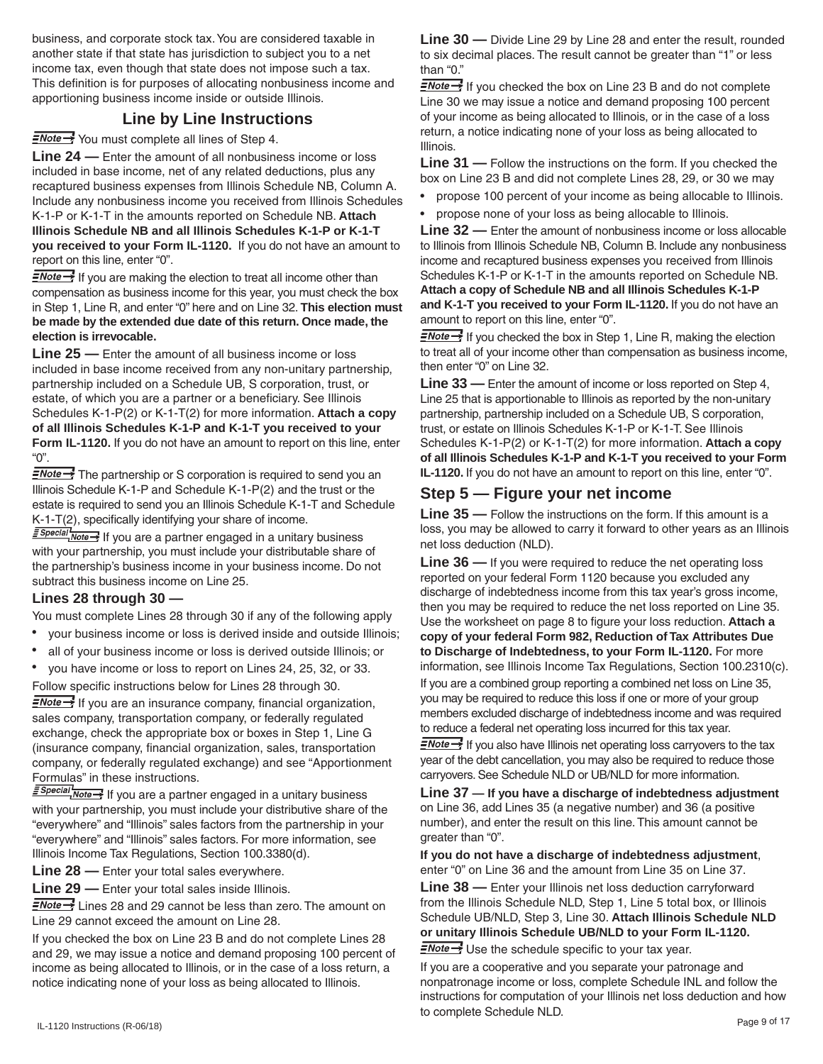business, and corporate stock tax. You are considered taxable in another state if that state has jurisdiction to subject you to a net income tax, even though that state does not impose such a tax. This definition is for purposes of allocating nonbusiness income and apportioning business income inside or outside Illinois.

## Line by Line Instructions

**Note** You must complete all lines of Step 4.

**Line 24 —** Enter the amount of all nonbusiness income or loss included in base income, net of any related deductions, plus any recaptured business expenses from Illinois Schedule NB, Column A. Include any nonbusiness income you received from Illinois Schedules K-1-P or K-1-T in the amounts reported on Schedule NB. **Attach Illinois Schedule NB and all Illinois Schedules K-1-P or K-1-T you received to your Form IL-1120.** If you do not have an amount to report on this line, enter "0".

**Note** If you are making the election to treat all income other than compensation as business income for this year, you must check the box in Step 1, Line R, and enter "0" here and on Line 32. **This election must be made by the extended due date of this return. Once made, the election is irrevocable.**

**Line 25 —** Enter the amount of all business income or loss included in base income received from any non-unitary partnership, partnership included on a Schedule UB, S corporation, trust, or estate, of which you are a partner or a beneficiary. See Illinois Schedules K-1-P(2) or K-1-T(2) for more information. **Attach a copy of all Illinois Schedules K-1-P and K-1-T you received to your Form IL-1120.** If you do not have an amount to report on this line, enter "0".

**Note** The partnership or S corporation is required to send you an Illinois Schedule K-1-P and Schedule K-1-P(2) and the trust or the estate is required to send you an Illinois Schedule K-1-T and Schedule K-1-T(2), specifically identifying your share of income.

**Special Note** If you are a partner engaged in a unitary business with your partnership, you must include your distributable share of the partnership's business income in your business income. Do not subtract this business income on Line 25.

### Lines 28 through 30 —

You must complete Lines 28 through 30 if any of the following apply

- your business income or loss is derived inside and outside Illinois;
- all of your business income or loss is derived outside Illinois; or
- you have income or loss to report on Lines 24, 25, 32, or 33.

Follow specific instructions below for Lines 28 through 30.

**Note** If you are an insurance company, financial organization, sales company, transportation company, or federally regulated exchange, check the appropriate box or boxes in Step 1, Line G (insurance company, financial organization, sales, transportation company, or federally regulated exchange) and see "Apportionment Formulas" in these instructions.

**Special Note** If you are a partner engaged in a unitary business with your partnership, you must include your distributive share of the "everywhere" and "Illinois" sales factors from the partnership in your "everywhere" and "Illinois" sales factors. For more information, see Illinois Income Tax Regulations, Section 100.3380(d).

**Line 28 —** Enter your total sales everywhere.

**Line 29 —** Enter your total sales inside Illinois.

**Note** Lines 28 and 29 cannot be less than zero. The amount on Line 29 cannot exceed the amount on Line 28.

If you checked the box on Line 23 B and do not complete Lines 28 and 29, we may issue a notice and demand proposing 100 percent of income as being allocated to Illinois, or in the case of a loss return, a notice indicating none of your loss as being allocated to Illinois.

**Line 30 —** Divide Line 29 by Line 28 and enter the result, rounded to six decimal places. The result cannot be greater than "1" or less than "0."

**Note** If you checked the box on Line 23 B and do not complete Line 30 we may issue a notice and demand proposing 100 percent of your income as being allocated to Illinois, or in the case of a loss return, a notice indicating none of your loss as being allocated to Illinois.

**Line 31 —** Follow the instructions on the form. If you checked the box on Line 23 B and did not complete Lines 28, 29, or 30 we may

- propose 100 percent of your income as being allocable to Illinois.
- propose none of your loss as being allocable to Illinois.

**Line 32 —** Enter the amount of nonbusiness income or loss allocable to Illinois from Illinois Schedule NB, Column B. Include any nonbusiness income and recaptured business expenses you received from Illinois Schedules K-1-P or K-1-T in the amounts reported on Schedule NB. **Attach a copy of Schedule NB and all Illinois Schedules K-1-P and K-1-T you received to your Form IL-1120.** If you do not have an amount to report on this line, enter "0".

**Note** If you checked the box in Step 1, Line R, making the election to treat all of your income other than compensation as business income, then enter "0" on Line 32.

**Line 33 —** Enter the amount of income or loss reported on Step 4, Line 25 that is apportionable to Illinois as reported by the non-unitary partnership, partnership included on a Schedule UB, S corporation, trust, or estate on Illinois Schedules K-1-P or K-1-T. See Illinois Schedules K-1-P(2) or K-1-T(2) for more information. **Attach a copy of all Illinois Schedules K-1-P and K-1-T you received to your Form IL-1120.** If you do not have an amount to report on this line, enter "0".

## Step 5 — Figure your net income

**Line 35 —** Follow the instructions on the form. If this amount is a loss, you may be allowed to carry it forward to other years as an Illinois net loss deduction (NLD).

**Line 36 —** If you were required to reduce the net operating loss reported on your federal Form 1120 because you excluded any discharge of indebtedness income from this tax year's gross income, then you may be required to reduce the net loss reported on Line 35. Use the worksheet on page 8 to figure your loss reduction. **Attach a copy of your federal Form 982, Reduction of Tax Attributes Due to Discharge of Indebtedness, to your Form IL-1120.** For more information, see Illinois Income Tax Regulations, Section 100.2310(c).

If you are a combined group reporting a combined net loss on Line 35, you may be required to reduce this loss if one or more of your group members excluded discharge of indebtedness income and was required to reduce a federal net operating loss incurred for this tax year.

**Note** If you also have Illinois net operating loss carryovers to the tax year of the debt cancellation, you may also be required to reduce those carryovers. See Schedule NLD or UB/NLD for more information.

**Line 37 — If you have a discharge of indebtedness adjustment** on Line 36, add Lines 35 (a negative number) and 36 (a positive number), and enter the result on this line. This amount cannot be greater than "0".

**If you do not have a discharge of indebtedness adjustment**, enter "0" on Line 36 and the amount from Line 35 on Line 37.

**Line 38 —** Enter your Illinois net loss deduction carryforward from the Illinois Schedule NLD, Step 1, Line 5 total box, or Illinois Schedule UB/NLD, Step 3, Line 30. **Attach Illinois Schedule NLD or unitary Illinois Schedule UB/NLD to your Form IL-1120.**

**Note** Use the schedule specific to your tax year.

If you are a cooperative and you separate your patronage and nonpatronage income or loss, complete Schedule INL and follow the instructions for computation of your Illinois net loss deduction and how to complete Schedule NLD.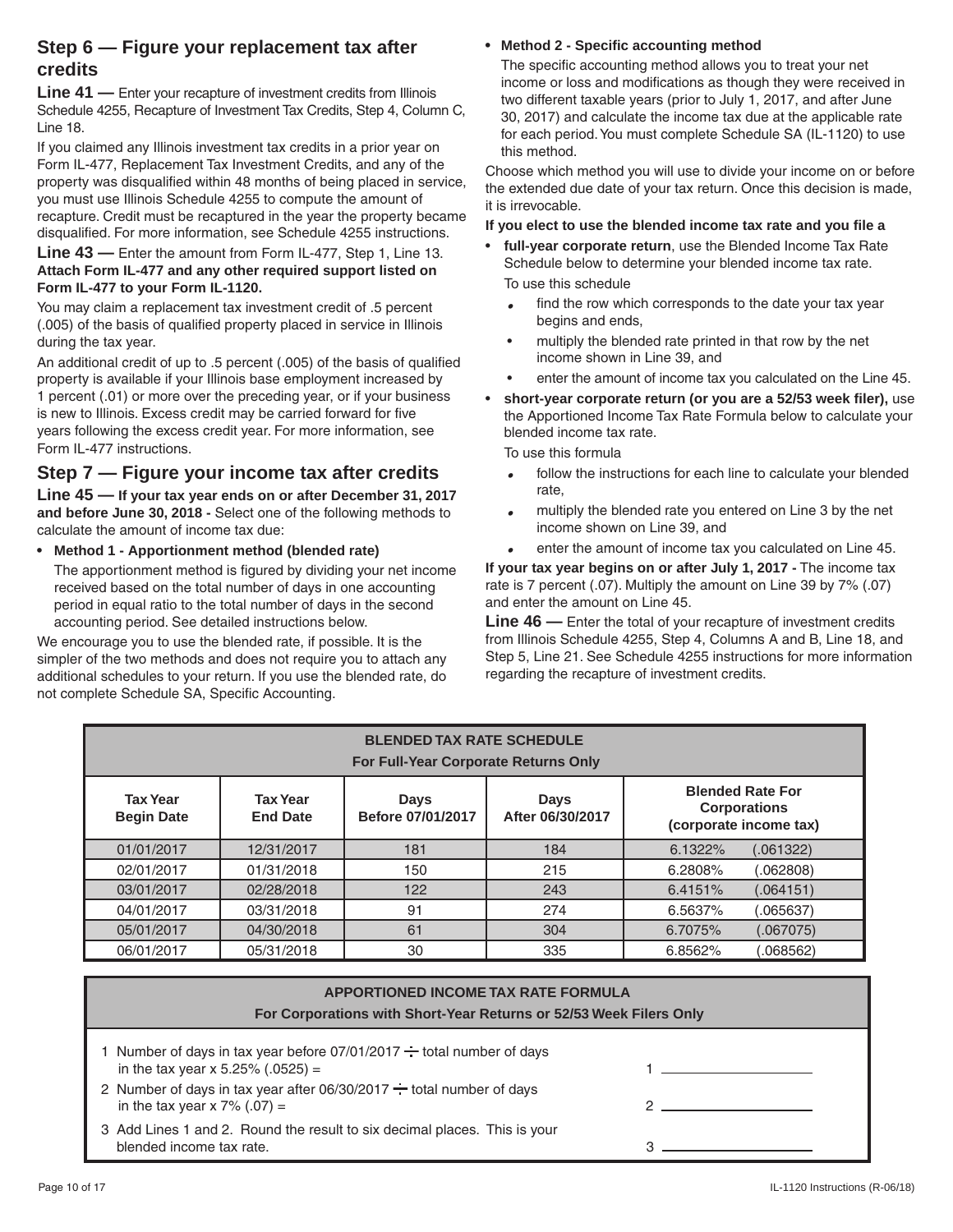## Step 6 — Figure your replacement tax after credits

**Line 41 —** Enter your recapture of investment credits from Illinois Schedule 4255, Recapture of Investment Tax Credits, Step 4, Column C, Line 18.

If you claimed any Illinois investment tax credits in a prior year on Form IL-477, Replacement Tax Investment Credits, and any of the property was disqualified within 48 months of being placed in service, you must use Illinois Schedule 4255 to compute the amount of recapture. Credit must be recaptured in the year the property became disqualified. For more information, see Schedule 4255 instructions.

**Line 43 —** Enter the amount from Form IL-477, Step 1, Line 13. **Attach Form IL-477 and any other required support listed on Form IL-477 to your Form IL-1120.**

You may claim a replacement tax investment credit of .5 percent (.005) of the basis of qualified property placed in service in Illinois during the tax year.

An additional credit of up to .5 percent (.005) of the basis of qualified property is available if your Illinois base employment increased by 1 percent (.01) or more over the preceding year, or if your business is new to Illinois. Excess credit may be carried forward for five years following the excess credit year. For more information, see Form IL-477 instructions.

## Step 7 — Figure your income tax after credits

**Line 45 — If your tax year ends on or after December 31, 2017 and before June 30, 2018 -** Select one of the following methods to calculate the amount of income tax due:

- **Method 1 - Apportionment method (blended rate)**

  The apportionment method is figured by dividing your net income received based on the total number of days in one accounting period in equal ratio to the total number of days in the second accounting period. See detailed instructions below.

We encourage you to use the blended rate, if possible. It is the simpler of the two methods and does not require you to attach any additional schedules to your return. If you use the blended rate, do not complete Schedule SA, Specific Accounting.

- **Method 2 - Specific accounting method**

  The specific accounting method allows you to treat your net income or loss and modifications as though they were received in two different taxable years (prior to July 1, 2017, and after June 30, 2017) and calculate the income tax due at the applicable rate for each period. You must complete Schedule SA (IL-1120) to use this method.

Choose which method you will use to divide your income on or before the extended due date of your tax return. Once this decision is made, it is irrevocable.

**If you elect to use the blended income tax rate and you file a**

- **full-year corporate return**, use the Blended Income Tax Rate Schedule below to determine your blended income tax rate.

  To use this schedule
  - find the row which corresponds to the date your tax year begins and ends,
  - multiply the blended rate printed in that row by the net income shown in Line 39, and
  - enter the amount of income tax you calculated on the Line 45.
- **short-year corporate return (or you are a 52/53 week filer),** use the Apportioned Income Tax Rate Formula below to calculate your blended income tax rate.

  To use this formula
  - follow the instructions for each line to calculate your blended rate,
  - multiply the blended rate you entered on Line 3 by the net income shown on Line 39, and
  - enter the amount of income tax you calculated on Line 45.

**If your tax year begins on or after July 1, 2017 -** The income tax rate is 7 percent (.07). Multiply the amount on Line 39 by 7% (.07) and enter the amount on Line 45.

**Line 46 —** Enter the total of your recapture of investment credits from Illinois Schedule 4255, Step 4, Columns A and B, Line 18, and Step 5, Line 21. See Schedule 4255 instructions for more information regarding the recapture of investment credits.

**BLENDED TAX RATE SCHEDULE**
**For Full-Year Corporate Returns Only**

| Tax Year Begin Date | Tax Year End Date | Days Before 07/01/2017 | Days After 06/30/2017 | Blended Rate For Corporations (corporate income tax) | |
|---|---|---|---|---|---|
| 01/01/2017 | 12/31/2017 | 181 | 184 | 6.1322% | (.061322) |
| 02/01/2017 | 01/31/2018 | 150 | 215 | 6.2808% | (.062808) |
| 03/01/2017 | 02/28/2018 | 122 | 243 | 6.4151% | (.064151) |
| 04/01/2017 | 03/31/2018 | 91 | 274 | 6.5637% | (.065637) |
| 05/01/2017 | 04/30/2018 | 61 | 304 | 6.7075% | (.067075) |
| 06/01/2017 | 05/31/2018 | 30 | 335 | 6.8562% | (.068562) |

**APPORTIONED INCOME TAX RATE FORMULA**
**For Corporations with Short-Year Returns or 52/53 Week Filers Only**

| | | |
|---|---|---|
| 1 | Number of days in tax year before 07/01/2017 ÷ total number of days in the tax year x 5.25% (.0525) = | 1 ______ |
| 2 | Number of days in tax year after 06/30/2017 ÷ total number of days in the tax year x 7% (.07) = | 2 ______ |
| 3 | Add Lines 1 and 2. Round the result to six decimal places. This is your blended income tax rate. | 3 ______ |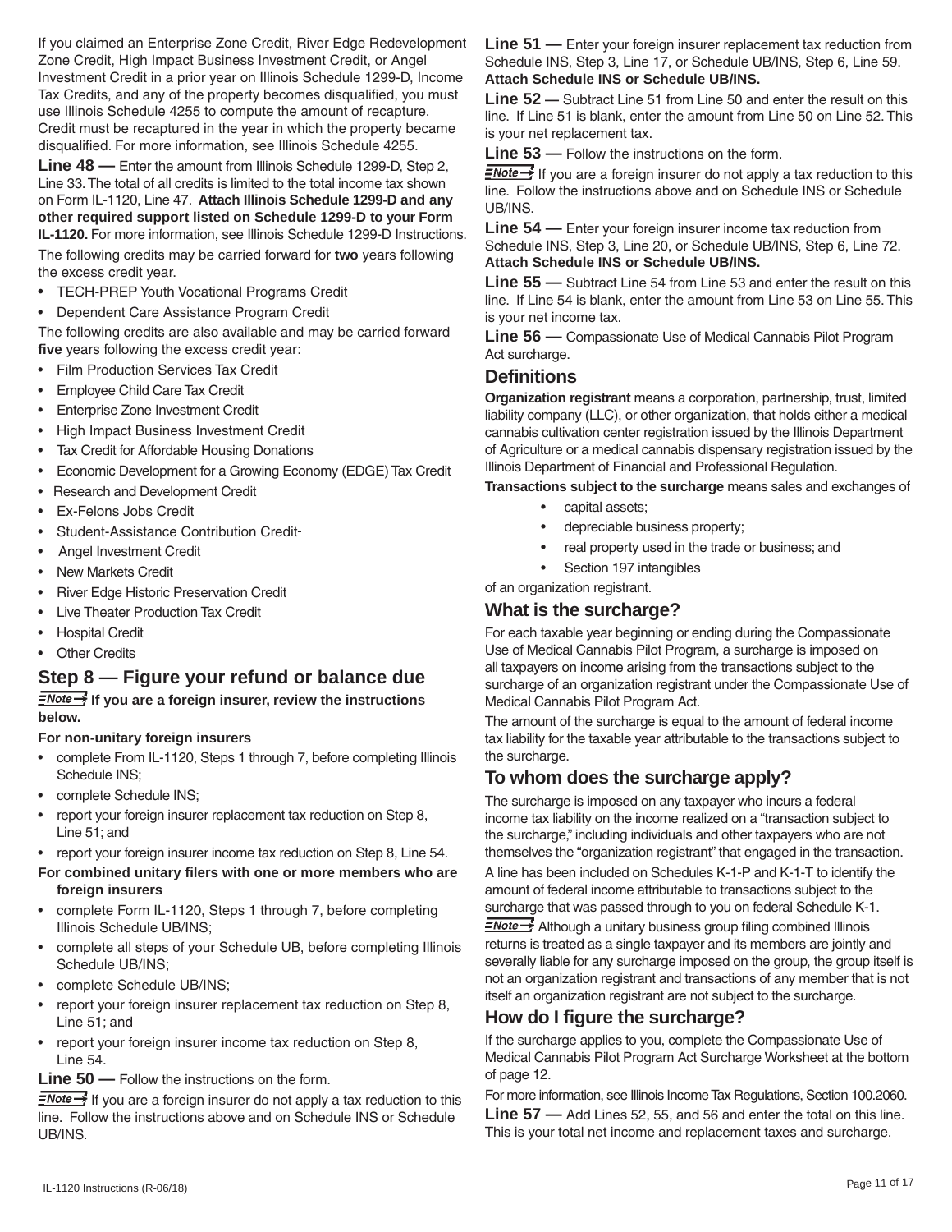If you claimed an Enterprise Zone Credit, River Edge Redevelopment Zone Credit, High Impact Business Investment Credit, or Angel Investment Credit in a prior year on Illinois Schedule 1299-D, Income Tax Credits, and any of the property becomes disqualified, you must use Illinois Schedule 4255 to compute the amount of recapture. Credit must be recaptured in the year in which the property became disqualified. For more information, see Illinois Schedule 4255.

**Line 48 —** Enter the amount from Illinois Schedule 1299-D, Step 2, Line 33. The total of all credits is limited to the total income tax shown on Form IL-1120, Line 47. **Attach Illinois Schedule 1299-D and any other required support listed on Schedule 1299-D to your Form IL-1120.** For more information, see Illinois Schedule 1299-D Instructions.

The following credits may be carried forward for **two** years following the excess credit year.

- TECH-PREP Youth Vocational Programs Credit
- Dependent Care Assistance Program Credit

The following credits are also available and may be carried forward **five** years following the excess credit year:

- Film Production Services Tax Credit
- Employee Child Care Tax Credit
- Enterprise Zone Investment Credit
- High Impact Business Investment Credit
- Tax Credit for Affordable Housing Donations
- Economic Development for a Growing Economy (EDGE) Tax Credit
- Research and Development Credit
- Ex-Felons Jobs Credit
- Student-Assistance Contribution Credit
- Angel Investment Credit
- New Markets Credit
- River Edge Historic Preservation Credit
- Live Theater Production Tax Credit
- Hospital Credit
- Other Credits

## Step 8 — Figure your refund or balance due

**Note → If you are a foreign insurer, review the instructions below.**

**For non-unitary foreign insurers**

- complete From IL-1120, Steps 1 through 7, before completing Illinois Schedule INS;
- complete Schedule INS;
- report your foreign insurer replacement tax reduction on Step 8, Line 51; and
- report your foreign insurer income tax reduction on Step 8, Line 54.

**For combined unitary filers with one or more members who are foreign insurers**

- complete Form IL-1120, Steps 1 through 7, before completing Illinois Schedule UB/INS;
- complete all steps of your Schedule UB, before completing Illinois Schedule UB/INS;
- complete Schedule UB/INS;
- report your foreign insurer replacement tax reduction on Step 8, Line 51; and
- report your foreign insurer income tax reduction on Step 8, Line 54.

**Line 50 —** Follow the instructions on the form.

Note → If you are a foreign insurer do not apply a tax reduction to this line. Follow the instructions above and on Schedule INS or Schedule UB/INS.

**Line 51 —** Enter your foreign insurer replacement tax reduction from Schedule INS, Step 3, Line 17, or Schedule UB/INS, Step 6, Line 59. **Attach Schedule INS or Schedule UB/INS.**

**Line 52 —** Subtract Line 51 from Line 50 and enter the result on this line. If Line 51 is blank, enter the amount from Line 50 on Line 52. This is your net replacement tax.

**Line 53 —** Follow the instructions on the form.

Note → If you are a foreign insurer do not apply a tax reduction to this line. Follow the instructions above and on Schedule INS or Schedule UB/INS.

**Line 54 —** Enter your foreign insurer income tax reduction from Schedule INS, Step 3, Line 20, or Schedule UB/INS, Step 6, Line 72. **Attach Schedule INS or Schedule UB/INS.**

**Line 55 —** Subtract Line 54 from Line 53 and enter the result on this line. If Line 54 is blank, enter the amount from Line 53 on Line 55. This is your net income tax.

**Line 56 —** Compassionate Use of Medical Cannabis Pilot Program Act surcharge.

### Definitions

**Organization registrant** means a corporation, partnership, trust, limited liability company (LLC), or other organization, that holds either a medical cannabis cultivation center registration issued by the Illinois Department of Agriculture or a medical cannabis dispensary registration issued by the Illinois Department of Financial and Professional Regulation.

**Transactions subject to the surcharge** means sales and exchanges of

- capital assets;
- depreciable business property;
- real property used in the trade or business; and
- Section 197 intangibles

of an organization registrant.

### What is the surcharge?

For each taxable year beginning or ending during the Compassionate Use of Medical Cannabis Pilot Program, a surcharge is imposed on all taxpayers on income arising from the transactions subject to the surcharge of an organization registrant under the Compassionate Use of Medical Cannabis Pilot Program Act.

The amount of the surcharge is equal to the amount of federal income tax liability for the taxable year attributable to the transactions subject to the surcharge.

### To whom does the surcharge apply?

The surcharge is imposed on any taxpayer who incurs a federal income tax liability on the income realized on a "transaction subject to the surcharge," including individuals and other taxpayers who are not themselves the "organization registrant" that engaged in the transaction.

A line has been included on Schedules K-1-P and K-1-T to identify the amount of federal income attributable to transactions subject to the surcharge that was passed through to you on federal Schedule K-1.

Note → Although a unitary business group filing combined Illinois returns is treated as a single taxpayer and its members are jointly and severally liable for any surcharge imposed on the group, the group itself is not an organization registrant and transactions of any member that is not itself an organization registrant are not subject to the surcharge.

### How do I figure the surcharge?

If the surcharge applies to you, complete the Compassionate Use of Medical Cannabis Pilot Program Act Surcharge Worksheet at the bottom of page 12.

For more information, see Illinois Income Tax Regulations, Section 100.2060.

**Line 57 —** Add Lines 52, 55, and 56 and enter the total on this line. This is your total net income and replacement taxes and surcharge.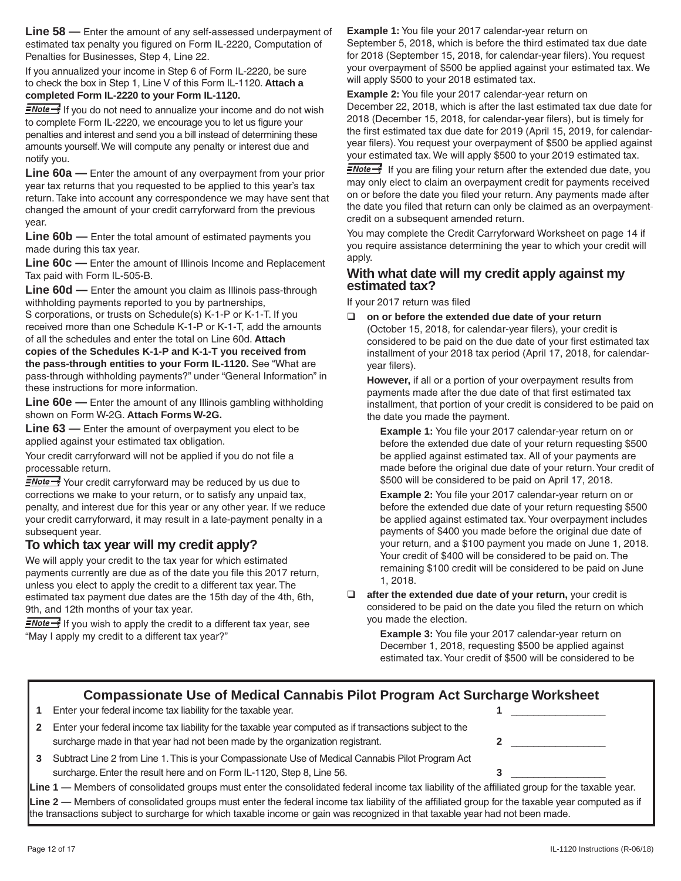**Line 58 —** Enter the amount of any self-assessed underpayment of estimated tax penalty you figured on Form IL-2220, Computation of Penalties for Businesses, Step 4, Line 22.

If you annualized your income in Step 6 of Form IL-2220, be sure to check the box in Step 1, Line V of this Form IL-1120. **Attach a completed Form IL-2220 to your Form IL-1120.**

**Note** If you do not need to annualize your income and do not wish to complete Form IL-2220, we encourage you to let us figure your penalties and interest and send you a bill instead of determining these amounts yourself. We will compute any penalty or interest due and notify you.

**Line 60a —** Enter the amount of any overpayment from your prior year tax returns that you requested to be applied to this year's tax return. Take into account any correspondence we may have sent that changed the amount of your credit carryforward from the previous year.

**Line 60b —** Enter the total amount of estimated payments you made during this tax year.

**Line 60c —** Enter the amount of Illinois Income and Replacement Tax paid with Form IL-505-B.

**Line 60d —** Enter the amount you claim as Illinois pass-through withholding payments reported to you by partnerships, S corporations, or trusts on Schedule(s) K-1-P or K-1-T. If you received more than one Schedule K-1-P or K-1-T, add the amounts of all the schedules and enter the total on Line 60d. **Attach copies of the Schedules K-1-P and K-1-T you received from the pass-through entities to your Form IL-1120.** See "What are pass-through withholding payments?" under "General Information" in these instructions for more information.

**Line 60e —** Enter the amount of any Illinois gambling withholding shown on Form W-2G. **Attach Forms W-2G.**

**Line 63 —** Enter the amount of overpayment you elect to be applied against your estimated tax obligation.

Your credit carryforward will not be applied if you do not file a processable return.

**Note** Your credit carryforward may be reduced by us due to corrections we make to your return, or to satisfy any unpaid tax, penalty, and interest due for this year or any other year. If we reduce your credit carryforward, it may result in a late-payment penalty in a subsequent year.

## To which tax year will my credit apply?

We will apply your credit to the tax year for which estimated payments currently are due as of the date you file this 2017 return, unless you elect to apply the credit to a different tax year. The estimated tax payment due dates are the 15th day of the 4th, 6th, 9th, and 12th months of your tax year.

**Note** If you wish to apply the credit to a different tax year, see "May I apply my credit to a different tax year?"

**Example 1:** You file your 2017 calendar-year return on September 5, 2018, which is before the third estimated tax due date for 2018 (September 15, 2018, for calendar-year filers). You request your overpayment of $500 be applied against your estimated tax. We will apply $500 to your 2018 estimated tax.

**Example 2:** You file your 2017 calendar-year return on December 22, 2018, which is after the last estimated tax due date for 2018 (December 15, 2018, for calendar-year filers), but is timely for the first estimated tax due date for 2019 (April 15, 2019, for calendar-year filers). You request your overpayment of $500 be applied against your estimated tax. We will apply $500 to your 2019 estimated tax.

**Note** If you are filing your return after the extended due date, you may only elect to claim an overpayment credit for payments received on or before the date you filed your return. Any payments made after the date you filed that return can only be claimed as an overpayment-credit on a subsequent amended return.

You may complete the Credit Carryforward Worksheet on page 14 if you require assistance determining the year to which your credit will apply.

## With what date will my credit apply against my estimated tax?

If your 2017 return was filed

- ❑ **on or before the extended due date of your return** (October 15, 2018, for calendar-year filers), your credit is considered to be paid on the due date of your first estimated tax installment of your 2018 tax period (April 17, 2018, for calendar-year filers).

  **However,** if all or a portion of your overpayment results from payments made after the due date of that first estimated tax installment, that portion of your credit is considered to be paid on the date you made the payment.

  **Example 1:** You file your 2017 calendar-year return on or before the extended due date of your return requesting $500 be applied against estimated tax. All of your payments are made before the original due date of your return. Your credit of $500 will be considered to be paid on April 17, 2018.

  **Example 2:** You file your 2017 calendar-year return on or before the extended due date of your return requesting $500 be applied against estimated tax. Your overpayment includes payments of $400 you made before the original due date of your return, and a $100 payment you made on June 1, 2018. Your credit of $400 will be considered to be paid on. The remaining $100 credit will be considered to be paid on June 1, 2018.

- ❑ **after the extended due date of your return,** your credit is considered to be paid on the date you filed the return on which you made the election.

  **Example 3:** You file your 2017 calendar-year return on December 1, 2018, requesting $500 be applied against estimated tax. Your credit of $500 will be considered to be

## Compassionate Use of Medical Cannabis Pilot Program Act Surcharge Worksheet

| | | | |
|---|---|---|---|
| 1 | Enter your federal income tax liability for the taxable year. | 1 | \_\_\_\_\_\_\_\_\_\_\_\_ |
| 2 | Enter your federal income tax liability for the taxable year computed as if transactions subject to the surcharge made in that year had not been made by the organization registrant. | 2 | \_\_\_\_\_\_\_\_\_\_\_\_ |
| 3 | Subtract Line 2 from Line 1. This is your Compassionate Use of Medical Cannabis Pilot Program Act surcharge. Enter the result here and on Form IL-1120, Step 8, Line 56. | 3 | \_\_\_\_\_\_\_\_\_\_\_\_ |

**Line 1 —** Members of consolidated groups must enter the consolidated federal income tax liability of the affiliated group for the taxable year.

**Line 2** — Members of consolidated groups must enter the federal income tax liability of the affiliated group for the taxable year computed as if the transactions subject to surcharge for which taxable income or gain was recognized in that taxable year had not been made.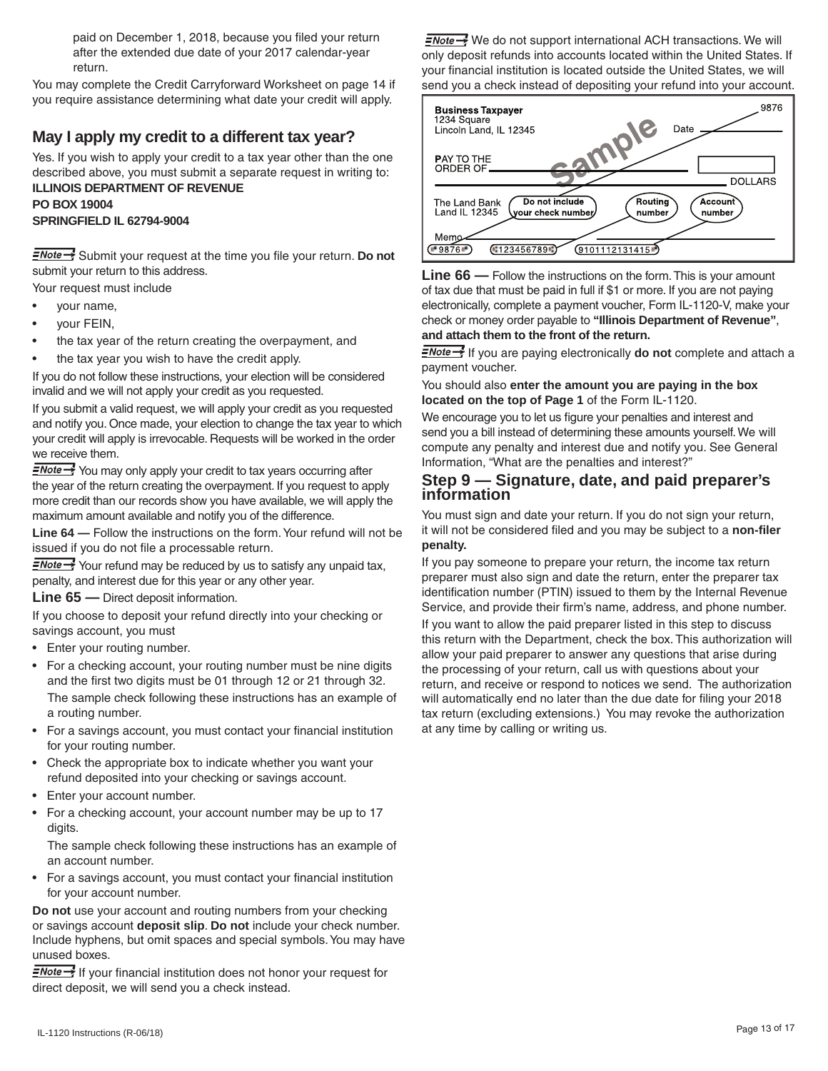paid on December 1, 2018, because you filed your return after the extended due date of your 2017 calendar-year return.

You may complete the Credit Carryforward Worksheet on page 14 if you require assistance determining what date your credit will apply.

## May I apply my credit to a different tax year?

Yes. If you wish to apply your credit to a tax year other than the one described above, you must submit a separate request in writing to:

**ILLINOIS DEPARTMENT OF REVENUE**
**PO BOX 19004**
**SPRINGFIELD IL 62794-9004**

*Note →* Submit your request at the time you file your return. **Do not** submit your return to this address.

Your request must include

- your name,
- your FEIN,
- the tax year of the return creating the overpayment, and
- the tax year you wish to have the credit apply.

If you do not follow these instructions, your election will be considered invalid and we will not apply your credit as you requested.

If you submit a valid request, we will apply your credit as you requested and notify you. Once made, your election to change the tax year to which your credit will apply is irrevocable. Requests will be worked in the order we receive them.

*Note →* You may only apply your credit to tax years occurring after the year of the return creating the overpayment. If you request to apply more credit than our records show you have available, we will apply the maximum amount available and notify you of the difference.

**Line 64 —** Follow the instructions on the form. Your refund will not be issued if you do not file a processable return.

*Note →* Your refund may be reduced by us to satisfy any unpaid tax, penalty, and interest due for this year or any other year.

**Line 65 —** Direct deposit information.

If you choose to deposit your refund directly into your checking or savings account, you must

- Enter your routing number.
- For a checking account, your routing number must be nine digits and the first two digits must be 01 through 12 or 21 through 32. The sample check following these instructions has an example of a routing number.
- For a savings account, you must contact your financial institution for your routing number.
- Check the appropriate box to indicate whether you want your refund deposited into your checking or savings account.
- Enter your account number.
- For a checking account, your account number may be up to 17 digits.
  The sample check following these instructions has an example of an account number.
- For a savings account, you must contact your financial institution for your account number.

**Do not** use your account and routing numbers from your checking or savings account **deposit slip**. **Do not** include your check number. Include hyphens, but omit spaces and special symbols. You may have unused boxes.

*Note →* If your financial institution does not honor your request for direct deposit, we will send you a check instead.

*Note →* We do not support international ACH transactions. We will only deposit refunds into accounts located within the United States. If your financial institution is located outside the United States, we will send you a check instead of depositing your refund into your account.

**Business Taxpayer**
1234 Square
Lincoln Land, IL 12345 — Date — 9876

Sample

PAY TO THE ORDER OF ____ DOLLARS

The Land Bank
Land IL 12345

Do not include your check number — Routing number — Account number

Memo

9876 — 123456789 — 9101112131415

**Line 66 —** Follow the instructions on the form. This is your amount of tax due that must be paid in full if $1 or more. If you are not paying electronically, complete a payment voucher, Form IL-1120-V, make your check or money order payable to **"Illinois Department of Revenue"**, **and attach them to the front of the return.**

*Note →* If you are paying electronically **do not** complete and attach a payment voucher.

You should also **enter the amount you are paying in the box located on the top of Page 1** of the Form IL-1120.

We encourage you to let us figure your penalties and interest and send you a bill instead of determining these amounts yourself. We will compute any penalty and interest due and notify you. See General Information, "What are the penalties and interest?"

## Step 9 — Signature, date, and paid preparer's information

You must sign and date your return. If you do not sign your return, it will not be considered filed and you may be subject to a **non-filer penalty.**

If you pay someone to prepare your return, the income tax return preparer must also sign and date the return, enter the preparer tax identification number (PTIN) issued to them by the Internal Revenue Service, and provide their firm's name, address, and phone number.

If you want to allow the paid preparer listed in this step to discuss this return with the Department, check the box. This authorization will allow your paid preparer to answer any questions that arise during the processing of your return, call us with questions about your return, and receive or respond to notices we send. The authorization will automatically end no later than the due date for filing your 2018 tax return (excluding extensions.) You may revoke the authorization at any time by calling or writing us.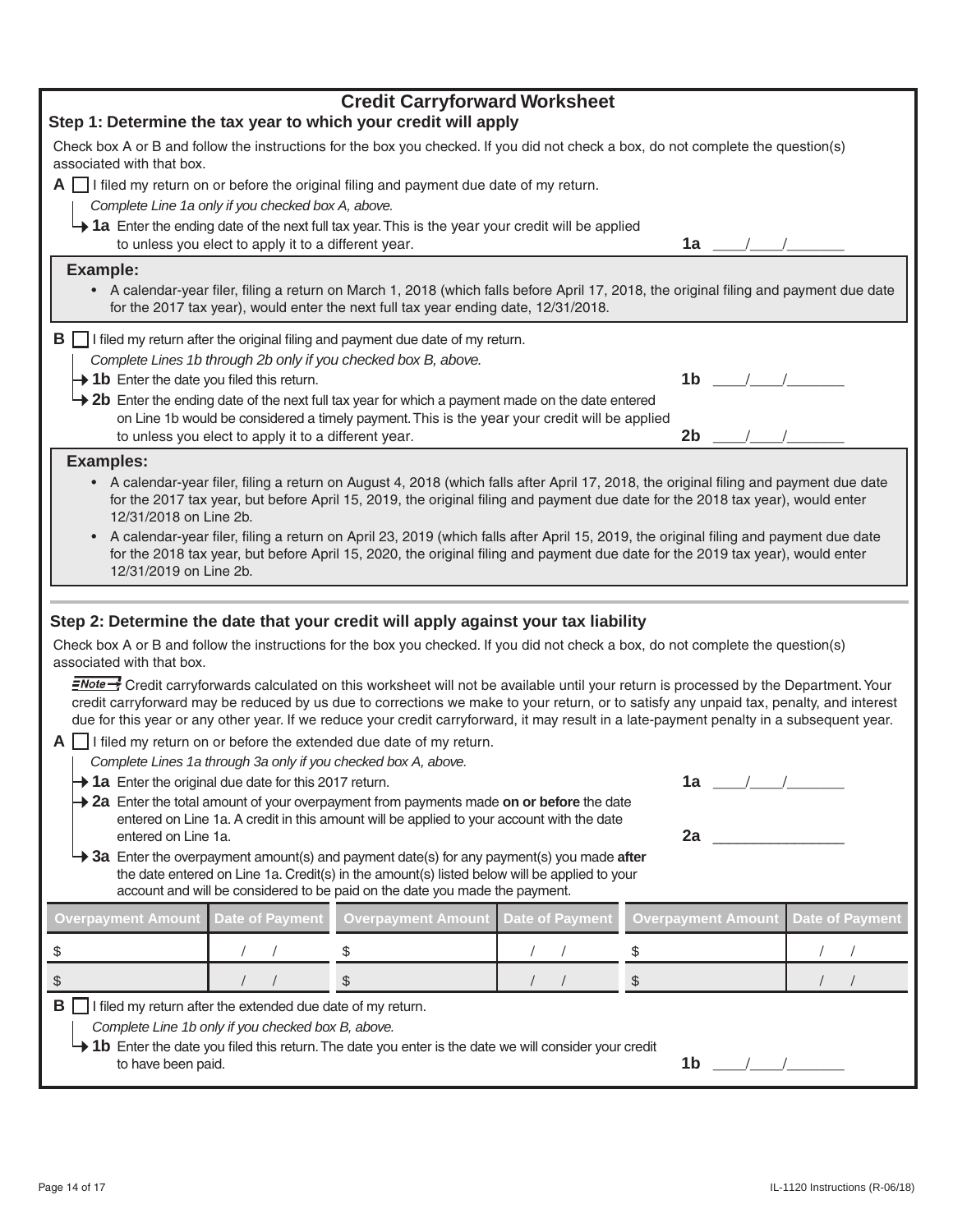# Credit Carryforward Worksheet

## Step 1: Determine the tax year to which your credit will apply

Check box A or B and follow the instructions for the box you checked. If you did not check a box, do not complete the question(s) associated with that box.

**A** ☐ I filed my return on or before the original filing and payment due date of my return.

*Complete Line 1a only if you checked box A, above.*

**1a** Enter the ending date of the next full tax year. This is the year your credit will be applied to unless you elect to apply it to a different year. **1a** \_\_\_\_/\_\_\_\_/\_\_\_\_\_\_\_

**Example:**

- A calendar-year filer, filing a return on March 1, 2018 (which falls before April 17, 2018, the original filing and payment due date for the 2017 tax year), would enter the next full tax year ending date, 12/31/2018.

**B** ☐ I filed my return after the original filing and payment due date of my return.

*Complete Lines 1b through 2b only if you checked box B, above.*

**1b** Enter the date you filed this return. **1b** \_\_\_\_/\_\_\_\_/\_\_\_\_\_\_\_

**2b** Enter the ending date of the next full tax year for which a payment made on the date entered on Line 1b would be considered a timely payment. This is the year your credit will be applied to unless you elect to apply it to a different year. **2b** \_\_\_\_/\_\_\_\_/\_\_\_\_\_\_\_

**Examples:**

- A calendar-year filer, filing a return on August 4, 2018 (which falls after April 17, 2018, the original filing and payment due date for the 2017 tax year, but before April 15, 2019, the original filing and payment due date for the 2018 tax year), would enter 12/31/2018 on Line 2b.
- A calendar-year filer, filing a return on April 23, 2019 (which falls after April 15, 2019, the original filing and payment due date for the 2018 tax year, but before April 15, 2020, the original filing and payment due date for the 2019 tax year), would enter 12/31/2019 on Line 2b.

## Step 2: Determine the date that your credit will apply against your tax liability

Check box A or B and follow the instructions for the box you checked. If you did not check a box, do not complete the question(s) associated with that box.

**Note** Credit carryforwards calculated on this worksheet will not be available until your return is processed by the Department. Your credit carryforward may be reduced by us due to corrections we make to your return, or to satisfy any unpaid tax, penalty, and interest due for this year or any other year. If we reduce your credit carryforward, it may result in a late-payment penalty in a subsequent year.

**A** ☐ I filed my return on or before the extended due date of my return.

*Complete Lines 1a through 3a only if you checked box A, above.*

**1a** Enter the original due date for this 2017 return. **1a** \_\_\_\_/\_\_\_\_/\_\_\_\_\_\_\_

**2a** Enter the total amount of your overpayment from payments made **on or before** the date entered on Line 1a. A credit in this amount will be applied to your account with the date entered on Line 1a. **2a** \_\_\_\_\_\_\_\_\_\_\_\_\_\_\_

**3a** Enter the overpayment amount(s) and payment date(s) for any payment(s) you made **after** the date entered on Line 1a. Credit(s) in the amount(s) listed below will be applied to your account and will be considered to be paid on the date you made the payment.

| Overpayment Amount | Date of Payment | Overpayment Amount | Date of Payment | Overpayment Amount | Date of Payment |
|---|---|---|---|---|---|
| $ | / / | $ | / / | $ | / / |
| $ | / / | $ | / / | $ | / / |

**B** ☐ I filed my return after the extended due date of my return.

*Complete Line 1b only if you checked box B, above.*

**1b** Enter the date you filed this return. The date you enter is the date we will consider your credit to have been paid. **1b** \_\_\_\_/\_\_\_\_/\_\_\_\_\_\_\_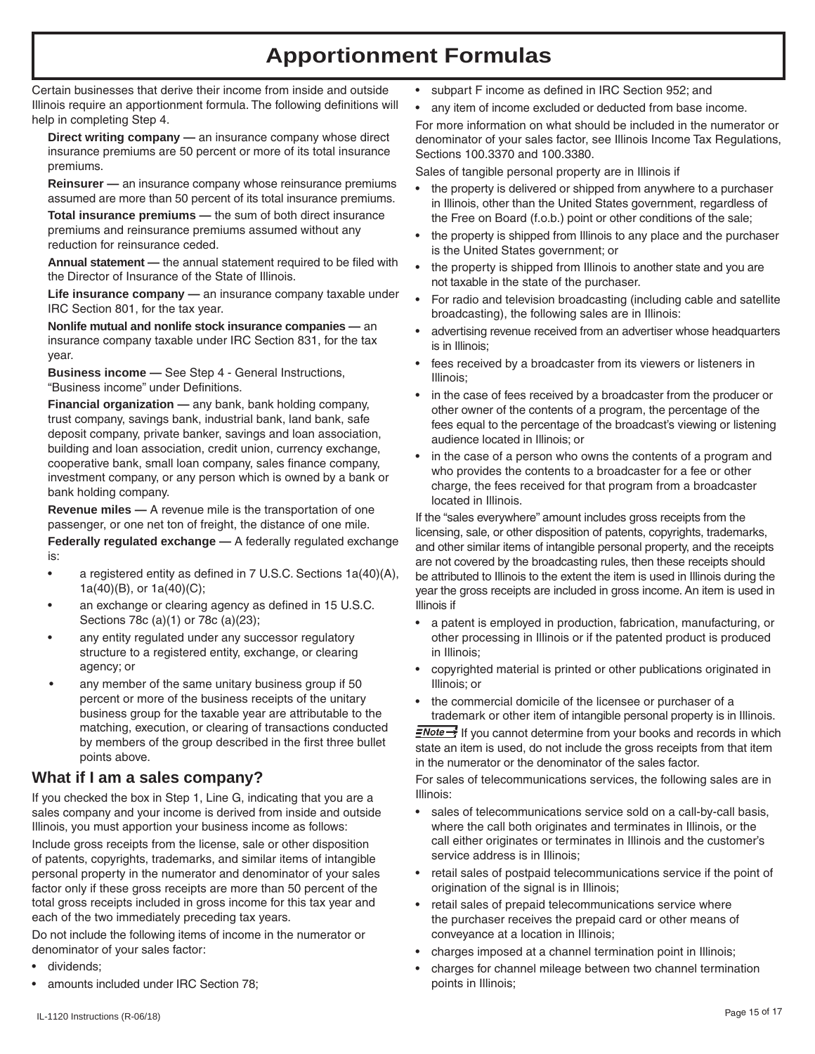# Apportionment Formulas

Certain businesses that derive their income from inside and outside Illinois require an apportionment formula. The following definitions will help in completing Step 4.

**Direct writing company —** an insurance company whose direct insurance premiums are 50 percent or more of its total insurance premiums.

**Reinsurer —** an insurance company whose reinsurance premiums assumed are more than 50 percent of its total insurance premiums.

**Total insurance premiums —** the sum of both direct insurance premiums and reinsurance premiums assumed without any reduction for reinsurance ceded.

**Annual statement —** the annual statement required to be filed with the Director of Insurance of the State of Illinois.

**Life insurance company —** an insurance company taxable under IRC Section 801, for the tax year.

**Nonlife mutual and nonlife stock insurance companies —** an insurance company taxable under IRC Section 831, for the tax year.

**Business income —** See Step 4 - General Instructions, “Business income” under Definitions.

**Financial organization —** any bank, bank holding company, trust company, savings bank, industrial bank, land bank, safe deposit company, private banker, savings and loan association, building and loan association, credit union, currency exchange, cooperative bank, small loan company, sales finance company, investment company, or any person which is owned by a bank or bank holding company.

**Revenue miles —** A revenue mile is the transportation of one passenger, or one net ton of freight, the distance of one mile.

**Federally regulated exchange —** A federally regulated exchange is:

- a registered entity as defined in 7 U.S.C. Sections 1a(40)(A), 1a(40)(B), or 1a(40)(C);
- an exchange or clearing agency as defined in 15 U.S.C. Sections 78c (a)(1) or 78c (a)(23);
- any entity regulated under any successor regulatory structure to a registered entity, exchange, or clearing agency; or
- any member of the same unitary business group if 50 percent or more of the business receipts of the unitary business group for the taxable year are attributable to the matching, execution, or clearing of transactions conducted by members of the group described in the first three bullet points above.

## What if I am a sales company?

If you checked the box in Step 1, Line G, indicating that you are a sales company and your income is derived from inside and outside Illinois, you must apportion your business income as follows:

Include gross receipts from the license, sale or other disposition of patents, copyrights, trademarks, and similar items of intangible personal property in the numerator and denominator of your sales factor only if these gross receipts are more than 50 percent of the total gross receipts included in gross income for this tax year and each of the two immediately preceding tax years.

Do not include the following items of income in the numerator or denominator of your sales factor:

- dividends;
- amounts included under IRC Section 78;
- subpart F income as defined in IRC Section 952; and
- any item of income excluded or deducted from base income.

For more information on what should be included in the numerator or denominator of your sales factor, see Illinois Income Tax Regulations, Sections 100.3370 and 100.3380.

Sales of tangible personal property are in Illinois if

- the property is delivered or shipped from anywhere to a purchaser in Illinois, other than the United States government, regardless of the Free on Board (f.o.b.) point or other conditions of the sale;
- the property is shipped from Illinois to any place and the purchaser is the United States government; or
- the property is shipped from Illinois to another state and you are not taxable in the state of the purchaser.
- For radio and television broadcasting (including cable and satellite broadcasting), the following sales are in Illinois:
- advertising revenue received from an advertiser whose headquarters is in Illinois;
- fees received by a broadcaster from its viewers or listeners in Illinois;
- in the case of fees received by a broadcaster from the producer or other owner of the contents of a program, the percentage of the fees equal to the percentage of the broadcast’s viewing or listening audience located in Illinois; or
- in the case of a person who owns the contents of a program and who provides the contents to a broadcaster for a fee or other charge, the fees received for that program from a broadcaster located in Illinois.

If the “sales everywhere” amount includes gross receipts from the licensing, sale, or other disposition of patents, copyrights, trademarks, and other similar items of intangible personal property, and the receipts are not covered by the broadcasting rules, then these receipts should be attributed to Illinois to the extent the item is used in Illinois during the year the gross receipts are included in gross income. An item is used in Illinois if

- a patent is employed in production, fabrication, manufacturing, or other processing in Illinois or if the patented product is produced in Illinois;
- copyrighted material is printed or other publications originated in Illinois; or
- the commercial domicile of the licensee or purchaser of a trademark or other item of intangible personal property is in Illinois.

**Note** If you cannot determine from your books and records in which state an item is used, do not include the gross receipts from that item in the numerator or the denominator of the sales factor.

For sales of telecommunications services, the following sales are in Illinois:

- sales of telecommunications service sold on a call-by-call basis, where the call both originates and terminates in Illinois, or the call either originates or terminates in Illinois and the customer’s service address is in Illinois;
- retail sales of postpaid telecommunications service if the point of origination of the signal is in Illinois;
- retail sales of prepaid telecommunications service where the purchaser receives the prepaid card or other means of conveyance at a location in Illinois;
- charges imposed at a channel termination point in Illinois;
- charges for channel mileage between two channel termination points in Illinois;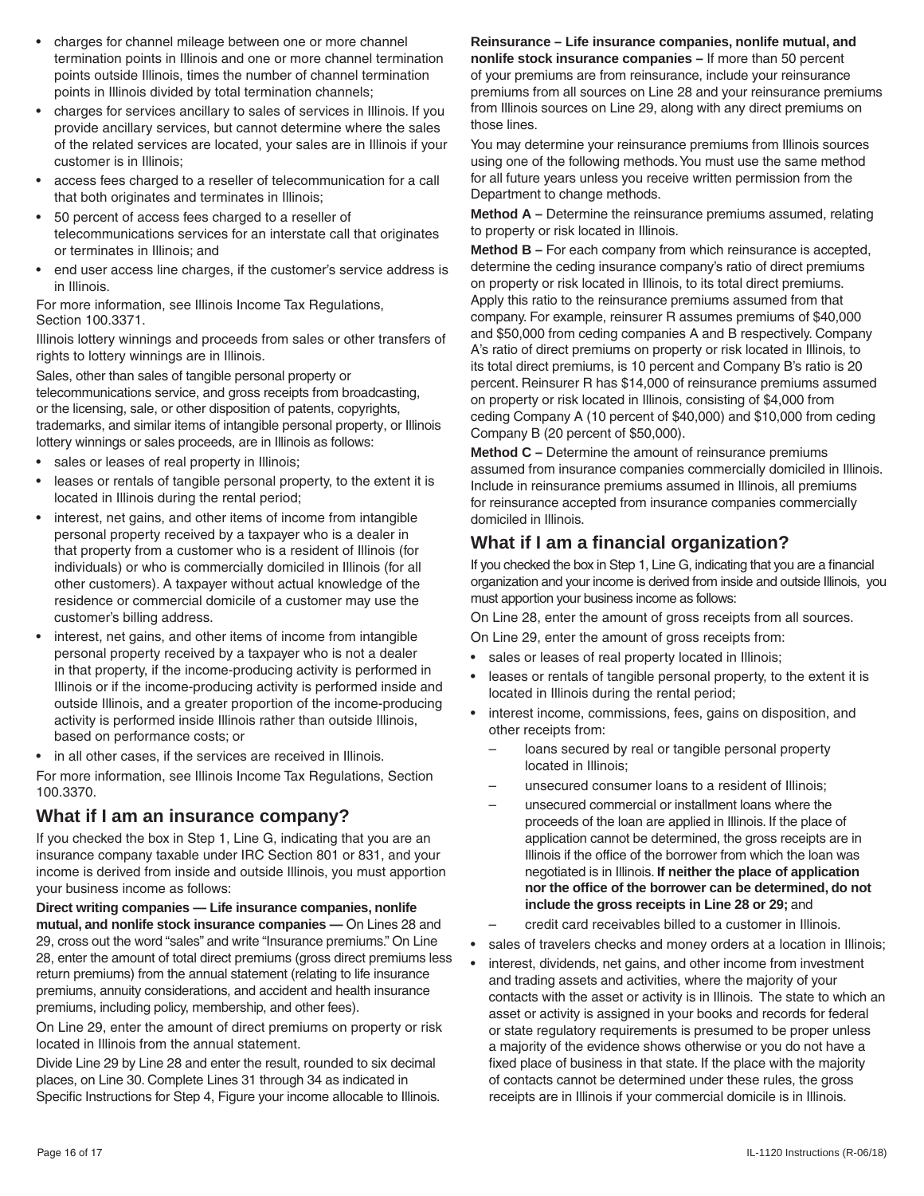- charges for channel mileage between one or more channel termination points in Illinois and one or more channel termination points outside Illinois, times the number of channel termination points in Illinois divided by total termination channels;
- charges for services ancillary to sales of services in Illinois. If you provide ancillary services, but cannot determine where the sales of the related services are located, your sales are in Illinois if your customer is in Illinois;
- access fees charged to a reseller of telecommunication for a call that both originates and terminates in Illinois;
- 50 percent of access fees charged to a reseller of telecommunications services for an interstate call that originates or terminates in Illinois; and
- end user access line charges, if the customer's service address is in Illinois.

For more information, see Illinois Income Tax Regulations, Section 100.3371.

Illinois lottery winnings and proceeds from sales or other transfers of rights to lottery winnings are in Illinois.

Sales, other than sales of tangible personal property or telecommunications service, and gross receipts from broadcasting, or the licensing, sale, or other disposition of patents, copyrights, trademarks, and similar items of intangible personal property, or Illinois lottery winnings or sales proceeds, are in Illinois as follows:

- sales or leases of real property in Illinois;
- leases or rentals of tangible personal property, to the extent it is located in Illinois during the rental period;
- interest, net gains, and other items of income from intangible personal property received by a taxpayer who is a dealer in that property from a customer who is a resident of Illinois (for individuals) or who is commercially domiciled in Illinois (for all other customers). A taxpayer without actual knowledge of the residence or commercial domicile of a customer may use the customer's billing address.
- interest, net gains, and other items of income from intangible personal property received by a taxpayer who is not a dealer in that property, if the income-producing activity is performed in Illinois or if the income-producing activity is performed inside and outside Illinois, and a greater proportion of the income-producing activity is performed inside Illinois rather than outside Illinois, based on performance costs; or
- in all other cases, if the services are received in Illinois.

For more information, see Illinois Income Tax Regulations, Section 100.3370.

## What if I am an insurance company?

If you checked the box in Step 1, Line G, indicating that you are an insurance company taxable under IRC Section 801 or 831, and your income is derived from inside and outside Illinois, you must apportion your business income as follows:

**Direct writing companies — Life insurance companies, nonlife mutual, and nonlife stock insurance companies —** On Lines 28 and 29, cross out the word "sales" and write "Insurance premiums." On Line 28, enter the amount of total direct premiums (gross direct premiums less return premiums) from the annual statement (relating to life insurance premiums, annuity considerations, and accident and health insurance premiums, including policy, membership, and other fees).

On Line 29, enter the amount of direct premiums on property or risk located in Illinois from the annual statement.

Divide Line 29 by Line 28 and enter the result, rounded to six decimal places, on Line 30. Complete Lines 31 through 34 as indicated in Specific Instructions for Step 4, Figure your income allocable to Illinois.

**Reinsurance – Life insurance companies, nonlife mutual, and nonlife stock insurance companies –** If more than 50 percent of your premiums are from reinsurance, include your reinsurance premiums from all sources on Line 28 and your reinsurance premiums from Illinois sources on Line 29, along with any direct premiums on those lines.

You may determine your reinsurance premiums from Illinois sources using one of the following methods. You must use the same method for all future years unless you receive written permission from the Department to change methods.

**Method A –** Determine the reinsurance premiums assumed, relating to property or risk located in Illinois.

**Method B –** For each company from which reinsurance is accepted, determine the ceding insurance company's ratio of direct premiums on property or risk located in Illinois, to its total direct premiums. Apply this ratio to the reinsurance premiums assumed from that company. For example, reinsurer R assumes premiums of $40,000 and $50,000 from ceding companies A and B respectively. Company A's ratio of direct premiums on property or risk located in Illinois, to its total direct premiums, is 10 percent and Company B's ratio is 20 percent. Reinsurer R has $14,000 of reinsurance premiums assumed on property or risk located in Illinois, consisting of $4,000 from ceding Company A (10 percent of $40,000) and $10,000 from ceding Company B (20 percent of $50,000).

**Method C –** Determine the amount of reinsurance premiums assumed from insurance companies commercially domiciled in Illinois. Include in reinsurance premiums assumed in Illinois, all premiums for reinsurance accepted from insurance companies commercially domiciled in Illinois.

## What if I am a financial organization?

If you checked the box in Step 1, Line G, indicating that you are a financial organization and your income is derived from inside and outside Illinois, you must apportion your business income as follows:

On Line 28, enter the amount of gross receipts from all sources.

On Line 29, enter the amount of gross receipts from:

- sales or leases of real property located in Illinois;
- leases or rentals of tangible personal property, to the extent it is located in Illinois during the rental period;
- interest income, commissions, fees, gains on disposition, and other receipts from:
  - loans secured by real or tangible personal property located in Illinois;
  - unsecured consumer loans to a resident of Illinois;
  - unsecured commercial or installment loans where the proceeds of the loan are applied in Illinois. If the place of application cannot be determined, the gross receipts are in Illinois if the office of the borrower from which the loan was negotiated is in Illinois. **If neither the place of application nor the office of the borrower can be determined, do not include the gross receipts in Line 28 or 29;** and
  - credit card receivables billed to a customer in Illinois.
- sales of travelers checks and money orders at a location in Illinois;
- interest, dividends, net gains, and other income from investment and trading assets and activities, where the majority of your contacts with the asset or activity is in Illinois. The state to which an asset or activity is assigned in your books and records for federal or state regulatory requirements is presumed to be proper unless a majority of the evidence shows otherwise or you do not have a fixed place of business in that state. If the place with the majority of contacts cannot be determined under these rules, the gross receipts are in Illinois if your commercial domicile is in Illinois.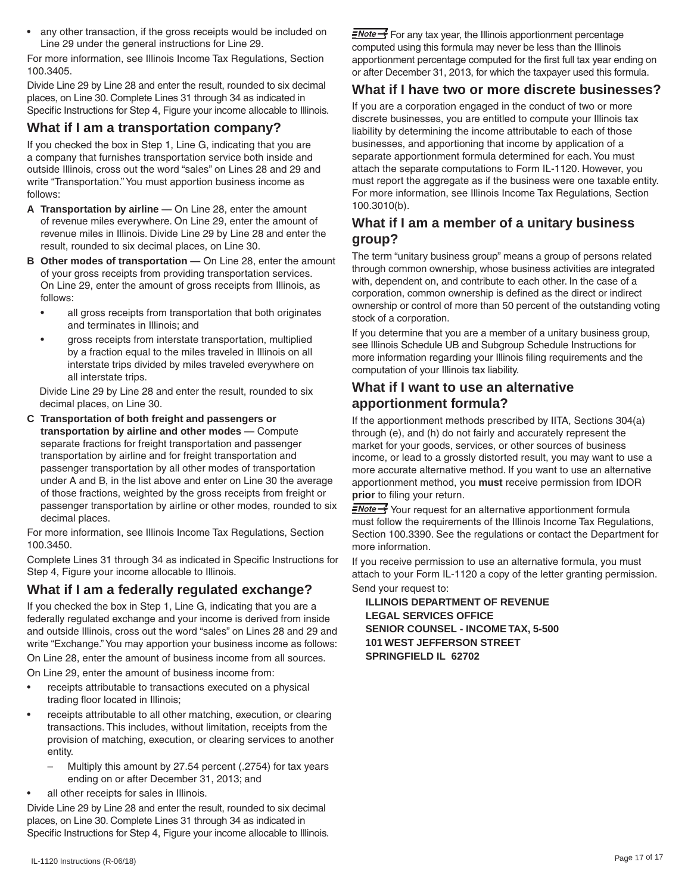- any other transaction, if the gross receipts would be included on Line 29 under the general instructions for Line 29.

For more information, see Illinois Income Tax Regulations, Section 100.3405.

Divide Line 29 by Line 28 and enter the result, rounded to six decimal places, on Line 30. Complete Lines 31 through 34 as indicated in Specific Instructions for Step 4, Figure your income allocable to Illinois.

## What if I am a transportation company?

If you checked the box in Step 1, Line G, indicating that you are a company that furnishes transportation service both inside and outside Illinois, cross out the word "sales" on Lines 28 and 29 and write "Transportation." You must apportion business income as follows:

**A Transportation by airline —** On Line 28, enter the amount of revenue miles everywhere. On Line 29, enter the amount of revenue miles in Illinois. Divide Line 29 by Line 28 and enter the result, rounded to six decimal places, on Line 30.

**B Other modes of transportation —** On Line 28, enter the amount of your gross receipts from providing transportation services. On Line 29, enter the amount of gross receipts from Illinois, as follows:

- all gross receipts from transportation that both originates and terminates in Illinois; and
- gross receipts from interstate transportation, multiplied by a fraction equal to the miles traveled in Illinois on all interstate trips divided by miles traveled everywhere on all interstate trips.

Divide Line 29 by Line 28 and enter the result, rounded to six decimal places, on Line 30.

**C Transportation of both freight and passengers or transportation by airline and other modes —** Compute separate fractions for freight transportation and passenger transportation by airline and for freight transportation and passenger transportation by all other modes of transportation under A and B, in the list above and enter on Line 30 the average of those fractions, weighted by the gross receipts from freight or passenger transportation by airline or other modes, rounded to six decimal places.

For more information, see Illinois Income Tax Regulations, Section 100.3450.

Complete Lines 31 through 34 as indicated in Specific Instructions for Step 4, Figure your income allocable to Illinois.

## What if I am a federally regulated exchange?

If you checked the box in Step 1, Line G, indicating that you are a federally regulated exchange and your income is derived from inside and outside Illinois, cross out the word "sales" on Lines 28 and 29 and write "Exchange." You may apportion your business income as follows:

On Line 28, enter the amount of business income from all sources.

On Line 29, enter the amount of business income from:

- receipts attributable to transactions executed on a physical trading floor located in Illinois;
- receipts attributable to all other matching, execution, or clearing transactions. This includes, without limitation, receipts from the provision of matching, execution, or clearing services to another entity.
  - Multiply this amount by 27.54 percent (.2754) for tax years ending on or after December 31, 2013; and
- all other receipts for sales in Illinois.

Divide Line 29 by Line 28 and enter the result, rounded to six decimal places, on Line 30. Complete Lines 31 through 34 as indicated in Specific Instructions for Step 4, Figure your income allocable to Illinois.

*Note* For any tax year, the Illinois apportionment percentage computed using this formula may never be less than the Illinois apportionment percentage computed for the first full tax year ending on or after December 31, 2013, for which the taxpayer used this formula.

## What if I have two or more discrete businesses?

If you are a corporation engaged in the conduct of two or more discrete businesses, you are entitled to compute your Illinois tax liability by determining the income attributable to each of those businesses, and apportioning that income by application of a separate apportionment formula determined for each. You must attach the separate computations to Form IL-1120. However, you must report the aggregate as if the business were one taxable entity. For more information, see Illinois Income Tax Regulations, Section 100.3010(b).

## What if I am a member of a unitary business group?

The term "unitary business group" means a group of persons related through common ownership, whose business activities are integrated with, dependent on, and contribute to each other. In the case of a corporation, common ownership is defined as the direct or indirect ownership or control of more than 50 percent of the outstanding voting stock of a corporation.

If you determine that you are a member of a unitary business group, see Illinois Schedule UB and Subgroup Schedule Instructions for more information regarding your Illinois filing requirements and the computation of your Illinois tax liability.

## What if I want to use an alternative apportionment formula?

If the apportionment methods prescribed by IITA, Sections 304(a) through (e), and (h) do not fairly and accurately represent the market for your goods, services, or other sources of business income, or lead to a grossly distorted result, you may want to use a more accurate alternative method. If you want to use an alternative apportionment method, you **must** receive permission from IDOR **prior** to filing your return.

*Note* Your request for an alternative apportionment formula must follow the requirements of the Illinois Income Tax Regulations, Section 100.3390. See the regulations or contact the Department for more information.

If you receive permission to use an alternative formula, you must attach to your Form IL-1120 a copy of the letter granting permission.

Send your request to:

**ILLINOIS DEPARTMENT OF REVENUE**
**LEGAL SERVICES OFFICE**
**SENIOR COUNSEL - INCOME TAX, 5-500**
**101 WEST JEFFERSON STREET**
**SPRINGFIELD IL 62702**